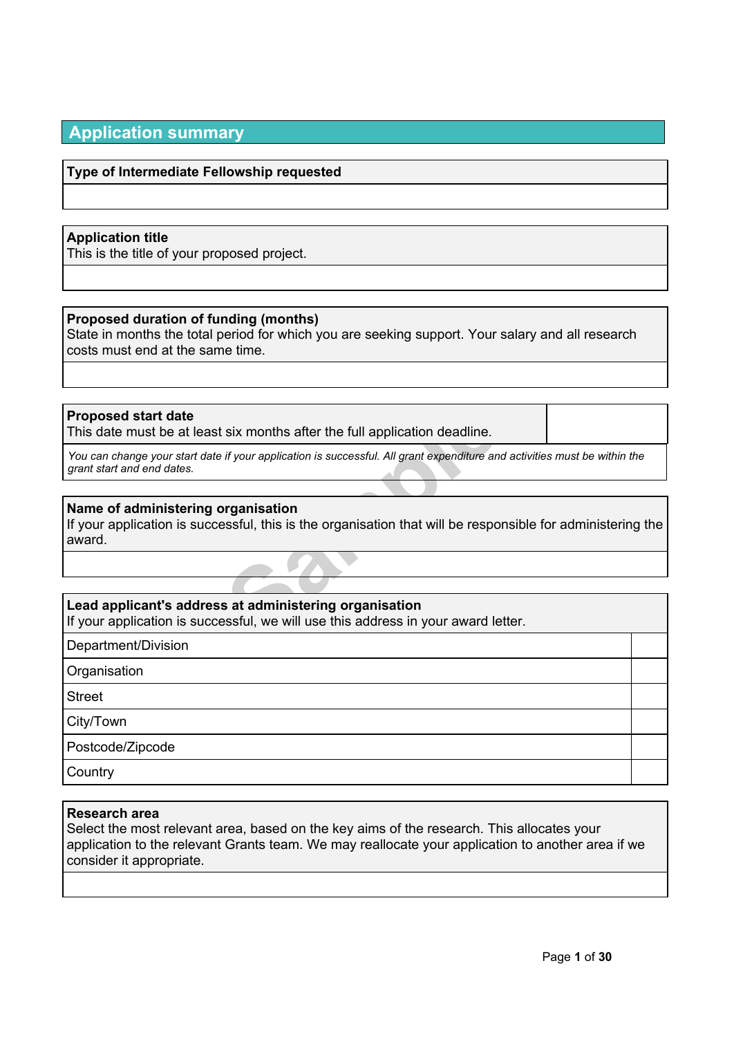## Application summary

**Type of Intermediate Fellowship requested**

**Application title**
This is the title of your proposed project.

**Proposed duration of funding (months)**
State in months the total period for which you are seeking support. Your salary and all research costs must end at the same time.

**Proposed start date**
This date must be at least six months after the full application deadline.

*You can change your start date if your application is successful. All grant expenditure and activities must be within the grant start and end dates.*

**Name of administering organisation**
If your application is successful, this is the organisation that will be responsible for administering the award.

**Lead applicant's address at administering organisation**
If your application is successful, we will use this address in your award letter.

| | |
|---|---|
| Department/Division | |
| Organisation | |
| Street | |
| City/Town | |
| Postcode/Zipcode | |
| Country | |

**Research area**
Select the most relevant area, based on the key aims of the research. This allocates your application to the relevant Grants team. We may reallocate your application to another area if we consider it appropriate.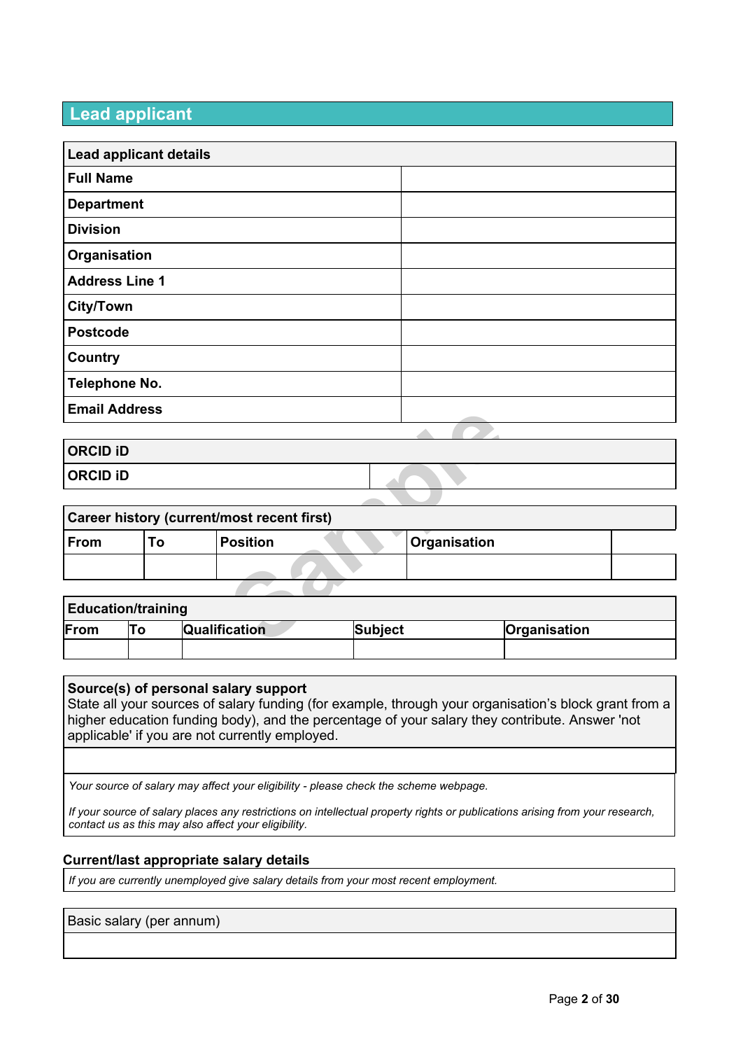## Lead applicant

| Lead applicant details | |
|---|---|
| **Full Name** | |
| **Department** | |
| **Division** | |
| **Organisation** | |
| **Address Line 1** | |
| **City/Town** | |
| **Postcode** | |
| **Country** | |
| **Telephone No.** | |
| **Email Address** | |

| ORCID iD | |
|---|---|
| **ORCID iD** | |

| Career history (current/most recent first) | | | | |
|---|---|---|---|---|
| **From** | **To** | **Position** | **Organisation** | |
| | | | | |

| Education/training | | | | |
|---|---|---|---|---|
| **From** | **To** | **Qualification** | **Subject** | **Organisation** |
| | | | | |

| Source(s) of personal salary support |
|---|
| State all your sources of salary funding (for example, through your organisation's block grant from a higher education funding body), and the percentage of your salary they contribute. Answer 'not applicable' if you are not currently employed. |
| |

*Your source of salary may affect your eligibility - please check the scheme webpage.*

*If your source of salary places any restrictions on intellectual property rights or publications arising from your research, contact us as this may also affect your eligibility.*

### Current/last appropriate salary details

*If you are currently unemployed give salary details from your most recent employment.*

| Basic salary (per annum) |
|---|
| |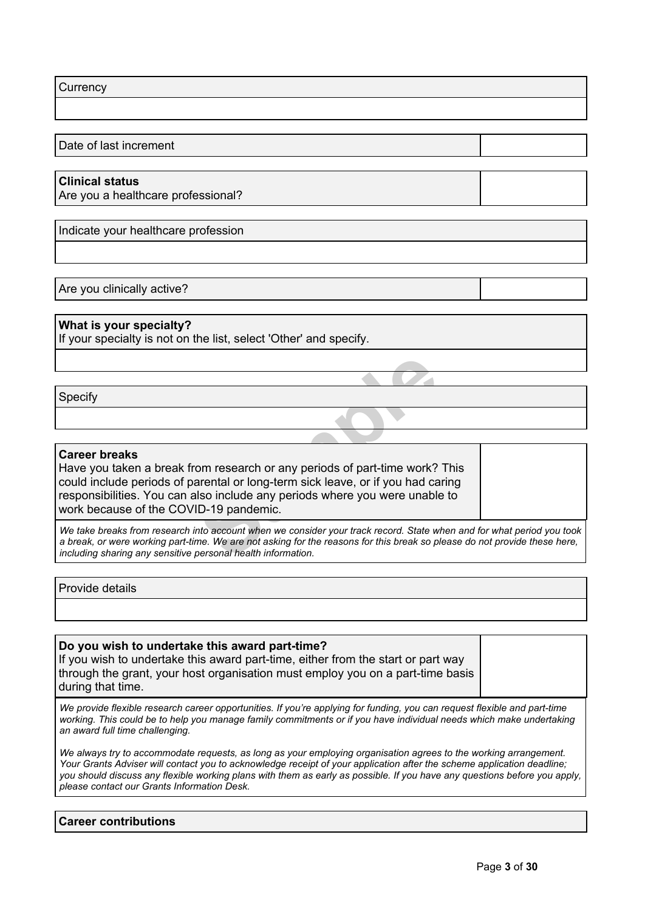Currency

Date of last increment

**Clinical status**
Are you a healthcare professional?

Indicate your healthcare profession

Are you clinically active?

**What is your specialty?**
If your specialty is not on the list, select 'Other' and specify.

Specify

**Career breaks**
Have you taken a break from research or any periods of part-time work? This could include periods of parental or long-term sick leave, or if you had caring responsibilities. You can also include any periods where you were unable to work because of the COVID-19 pandemic.

*We take breaks from research into account when we consider your track record. State when and for what period you took a break, or were working part-time. We are not asking for the reasons for this break so please do not provide these here, including sharing any sensitive personal health information.*

Provide details

**Do you wish to undertake this award part-time?**
If you wish to undertake this award part-time, either from the start or part way through the grant, your host organisation must employ you on a part-time basis during that time.

*We provide flexible research career opportunities. If you're applying for funding, you can request flexible and part-time working. This could be to help you manage family commitments or if you have individual needs which make undertaking an award full time challenging.*

*We always try to accommodate requests, as long as your employing organisation agrees to the working arrangement. Your Grants Adviser will contact you to acknowledge receipt of your application after the scheme application deadline; you should discuss any flexible working plans with them as early as possible. If you have any questions before you apply, please contact our Grants Information Desk.*

**Career contributions**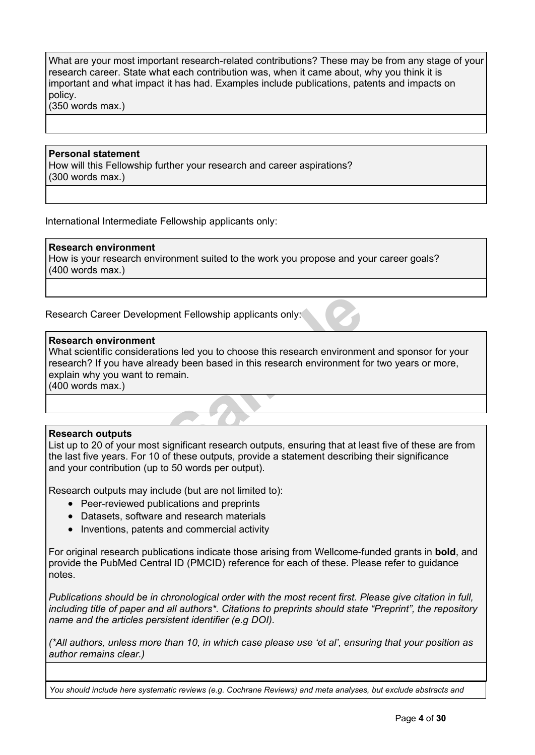What are your most important research-related contributions? These may be from any stage of your research career. State what each contribution was, when it came about, why you think it is important and what impact it has had. Examples include publications, patents and impacts on policy.
(350 words max.)

**Personal statement**
How will this Fellowship further your research and career aspirations?
(300 words max.)

International Intermediate Fellowship applicants only:

**Research environment**
How is your research environment suited to the work you propose and your career goals?
(400 words max.)

Research Career Development Fellowship applicants only:

**Research environment**
What scientific considerations led you to choose this research environment and sponsor for your research? If you have already been based in this research environment for two years or more, explain why you want to remain.
(400 words max.)

**Research outputs**
List up to 20 of your most significant research outputs, ensuring that at least five of these are from the last five years. For 10 of these outputs, provide a statement describing their significance and your contribution (up to 50 words per output).

Research outputs may include (but are not limited to):

- Peer-reviewed publications and preprints
- Datasets, software and research materials
- Inventions, patents and commercial activity

For original research publications indicate those arising from Wellcome-funded grants in **bold**, and provide the PubMed Central ID (PMCID) reference for each of these. Please refer to guidance notes.

*Publications should be in chronological order with the most recent first. Please give citation in full, including title of paper and all authors*. Citations to preprints should state "Preprint", the repository name and the articles persistent identifier (e.g DOI).*

*(*All authors, unless more than 10, in which case please use 'et al', ensuring that your position as author remains clear.)*

*You should include here systematic reviews (e.g. Cochrane Reviews) and meta analyses, but exclude abstracts and*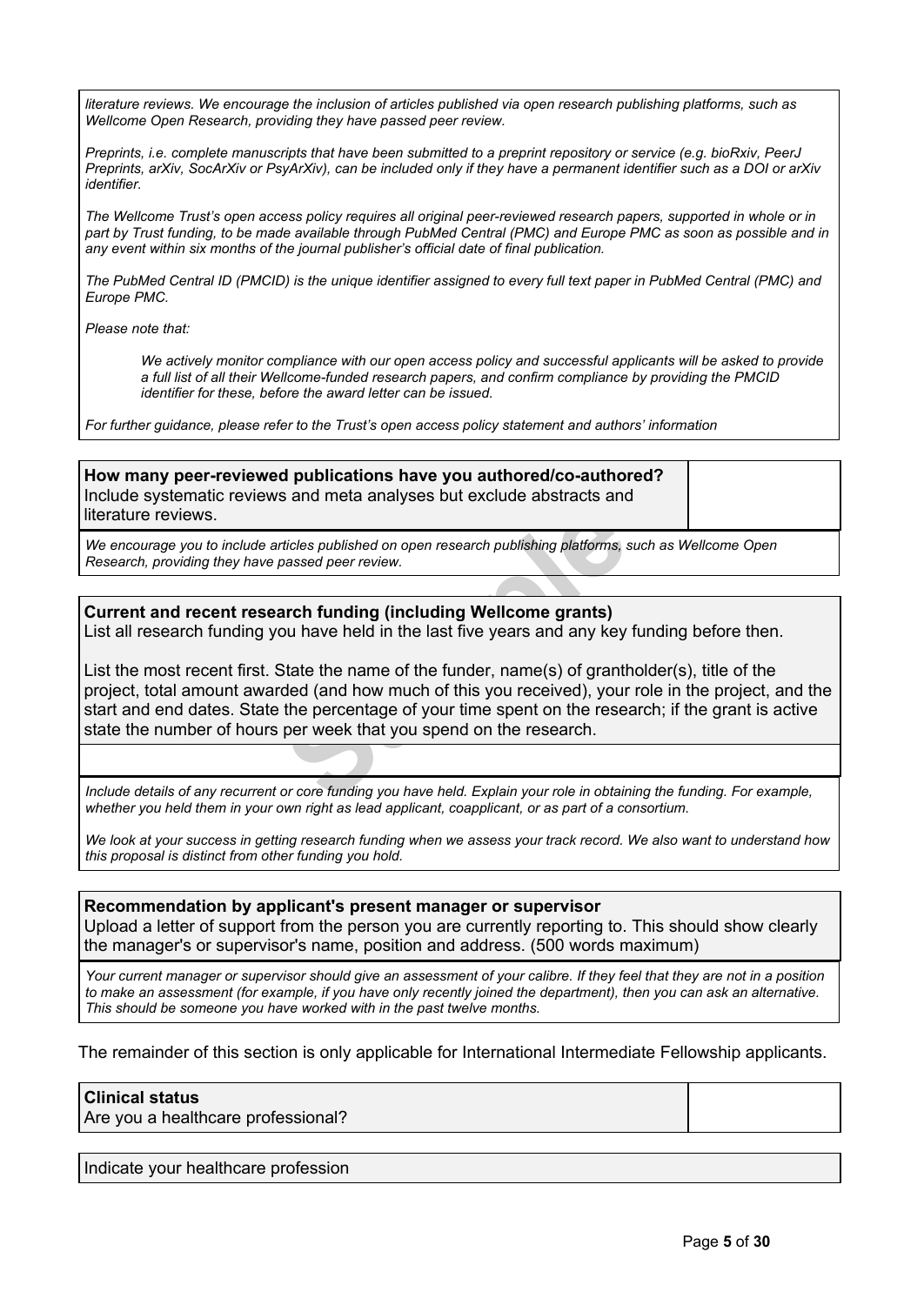*literature reviews. We encourage the inclusion of articles published via open research publishing platforms, such as Wellcome Open Research, providing they have passed peer review.*

*Preprints, i.e. complete manuscripts that have been submitted to a preprint repository or service (e.g. bioRxiv, PeerJ Preprints, arXiv, SocArXiv or PsyArXiv), can be included only if they have a permanent identifier such as a DOI or arXiv identifier.*

*The Wellcome Trust's open access policy requires all original peer-reviewed research papers, supported in whole or in part by Trust funding, to be made available through PubMed Central (PMC) and Europe PMC as soon as possible and in any event within six months of the journal publisher's official date of final publication.*

*The PubMed Central ID (PMCID) is the unique identifier assigned to every full text paper in PubMed Central (PMC) and Europe PMC.*

*Please note that:*

> *We actively monitor compliance with our open access policy and successful applicants will be asked to provide a full list of all their Wellcome-funded research papers, and confirm compliance by providing the PMCID identifier for these, before the award letter can be issued.*

*For further guidance, please refer to the Trust's open access policy statement and authors' information*

**How many peer-reviewed publications have you authored/co-authored?**
Include systematic reviews and meta analyses but exclude abstracts and literature reviews.

*We encourage you to include articles published on open research publishing platforms, such as Wellcome Open Research, providing they have passed peer review.*

**Current and recent research funding (including Wellcome grants)**
List all research funding you have held in the last five years and any key funding before then.

List the most recent first. State the name of the funder, name(s) of grantholder(s), title of the project, total amount awarded (and how much of this you received), your role in the project, and the start and end dates. State the percentage of your time spent on the research; if the grant is active state the number of hours per week that you spend on the research.

*Include details of any recurrent or core funding you have held. Explain your role in obtaining the funding. For example, whether you held them in your own right as lead applicant, coapplicant, or as part of a consortium.*

*We look at your success in getting research funding when we assess your track record. We also want to understand how this proposal is distinct from other funding you hold.*

**Recommendation by applicant's present manager or supervisor**
Upload a letter of support from the person you are currently reporting to. This should show clearly the manager's or supervisor's name, position and address. (500 words maximum)

*Your current manager or supervisor should give an assessment of your calibre. If they feel that they are not in a position to make an assessment (for example, if you have only recently joined the department), then you can ask an alternative. This should be someone you have worked with in the past twelve months.*

The remainder of this section is only applicable for International Intermediate Fellowship applicants.

**Clinical status**
Are you a healthcare professional?

Indicate your healthcare profession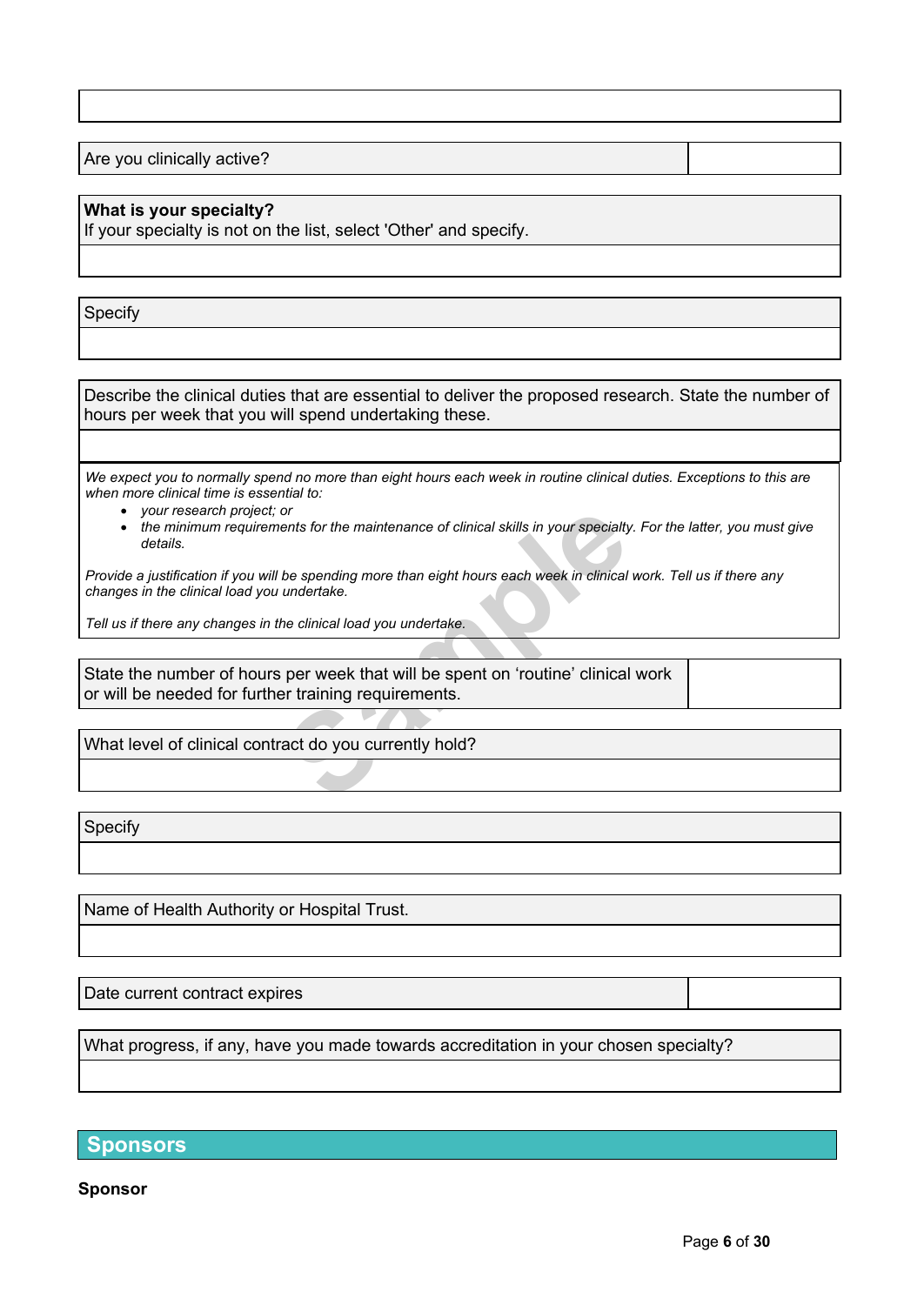| |
|---|
| |

| Are you clinically active? | |
|---|---|

| **What is your specialty?** If your specialty is not on the list, select 'Other' and specify. |
|---|
| |

| Specify |
|---|
| |

| Describe the clinical duties that are essential to deliver the proposed research. State the number of hours per week that you will spend undertaking these. |
|---|
| |

*We expect you to normally spend no more than eight hours each week in routine clinical duties. Exceptions to this are when more clinical time is essential to:*

- *your research project; or*
- *the minimum requirements for the maintenance of clinical skills in your specialty. For the latter, you must give details.*

*Provide a justification if you will be spending more than eight hours each week in clinical work. Tell us if there any changes in the clinical load you undertake.*

*Tell us if there any changes in the clinical load you undertake.*

| State the number of hours per week that will be spent on 'routine' clinical work or will be needed for further training requirements. | |
|---|---|

| What level of clinical contract do you currently hold? |
|---|
| |

| Specify |
|---|
| |

| Name of Health Authority or Hospital Trust. |
|---|
| |

| Date current contract expires | |
|---|---|

| What progress, if any, have you made towards accreditation in your chosen specialty? |
|---|
| |

## Sponsors

**Sponsor**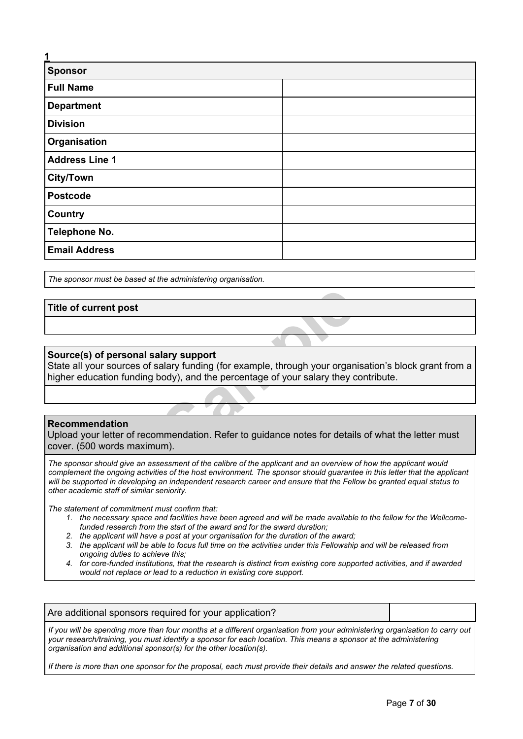**1**

| **Sponsor** | |
|---|---|
| **Full Name** | |
| **Department** | |
| **Division** | |
| **Organisation** | |
| **Address Line 1** | |
| **City/Town** | |
| **Postcode** | |
| **Country** | |
| **Telephone No.** | |
| **Email Address** | |

*The sponsor must be based at the administering organisation.*

**Title of current post**

**Source(s) of personal salary support**
State all your sources of salary funding (for example, through your organisation's block grant from a higher education funding body), and the percentage of your salary they contribute.

**Recommendation**
Upload your letter of recommendation. Refer to guidance notes for details of what the letter must cover. (500 words maximum).

*The sponsor should give an assessment of the calibre of the applicant and an overview of how the applicant would complement the ongoing activities of the host environment. The sponsor should guarantee in this letter that the applicant will be supported in developing an independent research career and ensure that the Fellow be granted equal status to other academic staff of similar seniority.*

*The statement of commitment must confirm that:*

1. *the necessary space and facilities have been agreed and will be made available to the fellow for the Wellcome-funded research from the start of the award and for the award duration;*
2. *the applicant will have a post at your organisation for the duration of the award;*
3. *the applicant will be able to focus full time on the activities under this Fellowship and will be released from ongoing duties to achieve this;*
4. *for core-funded institutions, that the research is distinct from existing core supported activities, and if awarded would not replace or lead to a reduction in existing core support.*

| Are additional sponsors required for your application? | |
|---|---|

*If you will be spending more than four months at a different organisation from your administering organisation to carry out your research/training, you must identify a sponsor for each location. This means a sponsor at the administering organisation and additional sponsor(s) for the other location(s).*

*If there is more than one sponsor for the proposal, each must provide their details and answer the related questions.*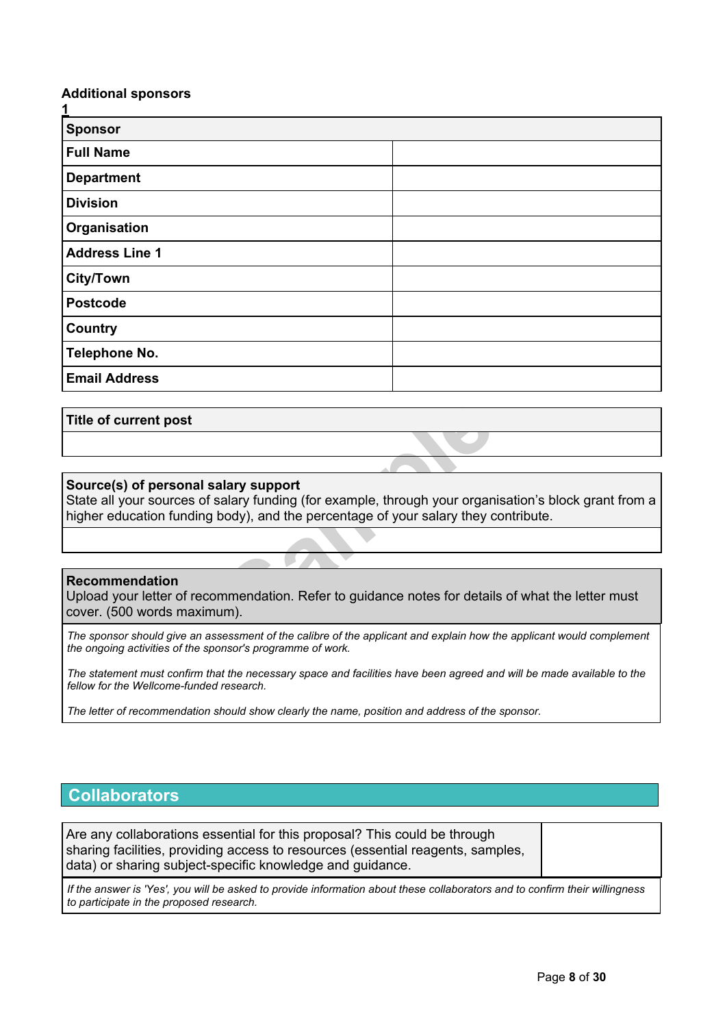**Additional sponsors**

**1**

| **Sponsor** | |
|---|---|
| **Full Name** | |
| **Department** | |
| **Division** | |
| **Organisation** | |
| **Address Line 1** | |
| **City/Town** | |
| **Postcode** | |
| **Country** | |
| **Telephone No.** | |
| **Email Address** | |

| **Title of current post** |
|---|
| |

| **Source(s) of personal salary support**<br>State all your sources of salary funding (for example, through your organisation's block grant from a higher education funding body), and the percentage of your salary they contribute. |
|---|
| |

| **Recommendation**<br>Upload your letter of recommendation. Refer to guidance notes for details of what the letter must cover. (500 words maximum). |
|---|
| *The sponsor should give an assessment of the calibre of the applicant and explain how the applicant would complement the ongoing activities of the sponsor's programme of work.*<br><br>*The statement must confirm that the necessary space and facilities have been agreed and will be made available to the fellow for the Wellcome-funded research.*<br><br>*The letter of recommendation should show clearly the name, position and address of the sponsor.* |

## Collaborators

| Are any collaborations essential for this proposal? This could be through sharing facilities, providing access to resources (essential reagents, samples, data) or sharing subject-specific knowledge and guidance. | |
|---|---|
| *If the answer is 'Yes', you will be asked to provide information about these collaborators and to confirm their willingness to participate in the proposed research.* | |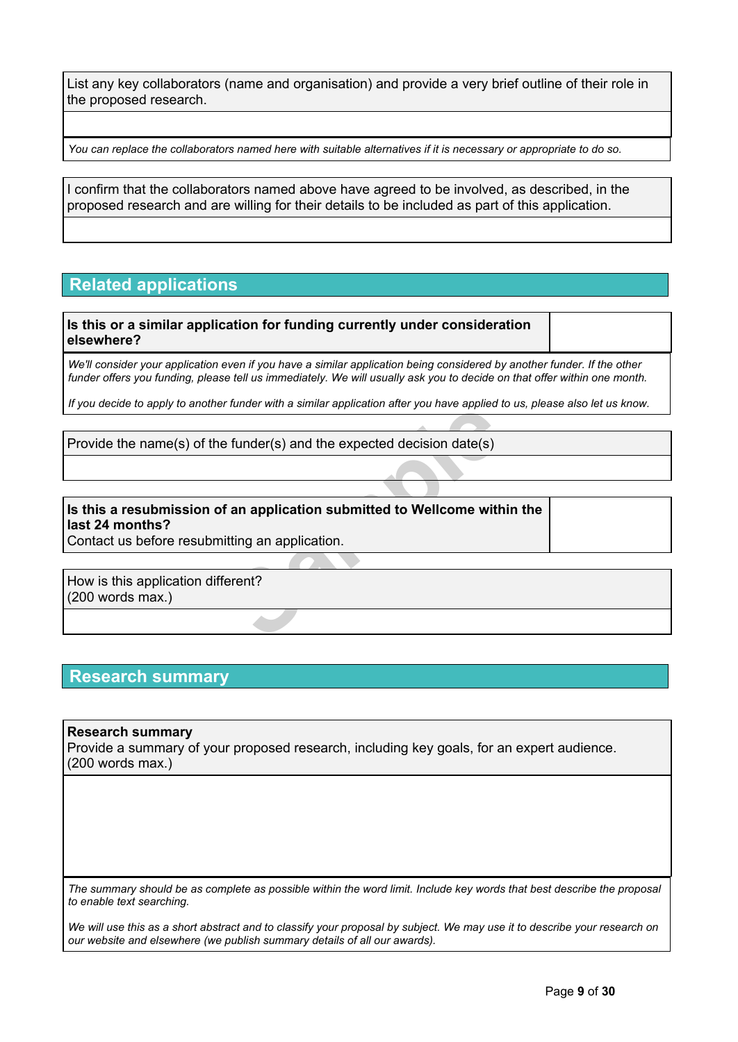List any key collaborators (name and organisation) and provide a very brief outline of their role in the proposed research.

*You can replace the collaborators named here with suitable alternatives if it is necessary or appropriate to do so.*

I confirm that the collaborators named above have agreed to be involved, as described, in the proposed research and are willing for their details to be included as part of this application.

## Related applications

**Is this or a similar application for funding currently under consideration elsewhere?**

*We'll consider your application even if you have a similar application being considered by another funder. If the other funder offers you funding, please tell us immediately. We will usually ask you to decide on that offer within one month.*

*If you decide to apply to another funder with a similar application after you have applied to us, please also let us know.*

Provide the name(s) of the funder(s) and the expected decision date(s)

**Is this a resubmission of an application submitted to Wellcome within the last 24 months?**
Contact us before resubmitting an application.

How is this application different?
(200 words max.)

## Research summary

**Research summary**
Provide a summary of your proposed research, including key goals, for an expert audience.
(200 words max.)

*The summary should be as complete as possible within the word limit. Include key words that best describe the proposal to enable text searching.*

*We will use this as a short abstract and to classify your proposal by subject. We may use it to describe your research on our website and elsewhere (we publish summary details of all our awards).*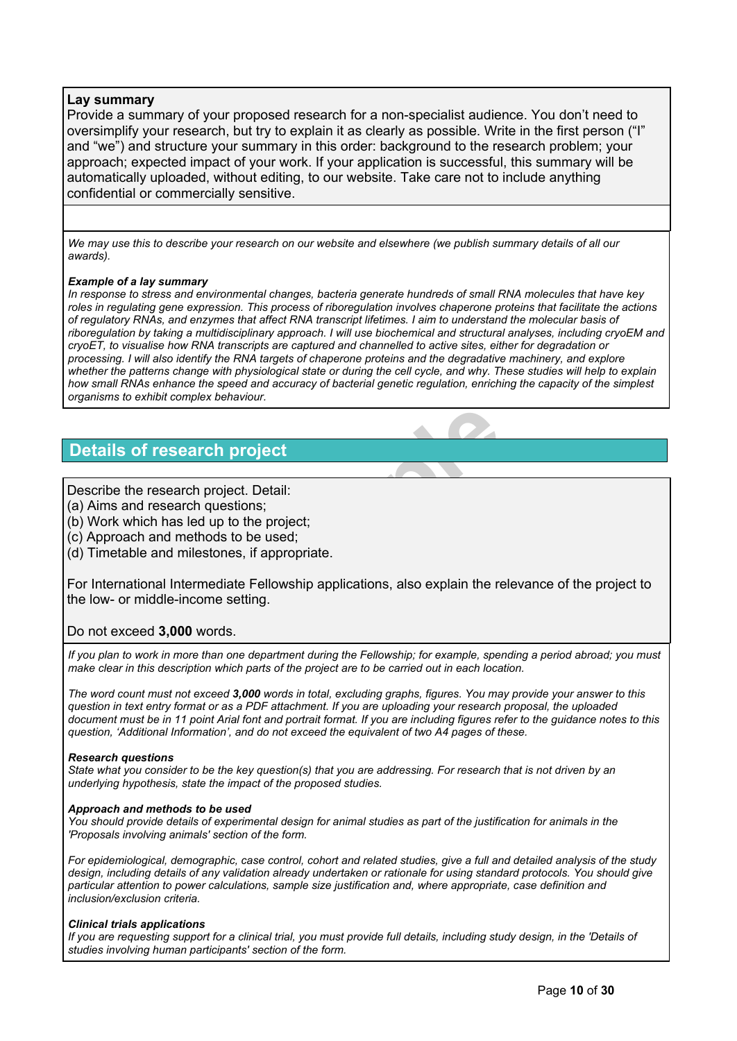**Lay summary**

Provide a summary of your proposed research for a non-specialist audience. You don't need to oversimplify your research, but try to explain it as clearly as possible. Write in the first person ("I" and "we") and structure your summary in this order: background to the research problem; your approach; expected impact of your work. If your application is successful, this summary will be automatically uploaded, without editing, to our website. Take care not to include anything confidential or commercially sensitive.

*We may use this to describe your research on our website and elsewhere (we publish summary details of all our awards).*

***Example of a lay summary***

*In response to stress and environmental changes, bacteria generate hundreds of small RNA molecules that have key roles in regulating gene expression. This process of riboregulation involves chaperone proteins that facilitate the actions of regulatory RNAs, and enzymes that affect RNA transcript lifetimes. I aim to understand the molecular basis of riboregulation by taking a multidisciplinary approach. I will use biochemical and structural analyses, including cryoEM and cryoET, to visualise how RNA transcripts are captured and channelled to active sites, either for degradation or processing. I will also identify the RNA targets of chaperone proteins and the degradative machinery, and explore whether the patterns change with physiological state or during the cell cycle, and why. These studies will help to explain how small RNAs enhance the speed and accuracy of bacterial genetic regulation, enriching the capacity of the simplest organisms to exhibit complex behaviour.*

## Details of research project

Describe the research project. Detail:
(a) Aims and research questions;
(b) Work which has led up to the project;
(c) Approach and methods to be used;
(d) Timetable and milestones, if appropriate.

For International Intermediate Fellowship applications, also explain the relevance of the project to the low- or middle-income setting.

Do not exceed **3,000** words.

*If you plan to work in more than one department during the Fellowship; for example, spending a period abroad; you must make clear in this description which parts of the project are to be carried out in each location.*

*The word count must not exceed **3,000** words in total, excluding graphs, figures. You may provide your answer to this question in text entry format or as a PDF attachment. If you are uploading your research proposal, the uploaded document must be in 11 point Arial font and portrait format. If you are including figures refer to the guidance notes to this question, 'Additional Information', and do not exceed the equivalent of two A4 pages of these.*

***Research questions***

*State what you consider to be the key question(s) that you are addressing. For research that is not driven by an underlying hypothesis, state the impact of the proposed studies.*

***Approach and methods to be used***

*You should provide details of experimental design for animal studies as part of the justification for animals in the 'Proposals involving animals' section of the form.*

*For epidemiological, demographic, case control, cohort and related studies, give a full and detailed analysis of the study design, including details of any validation already undertaken or rationale for using standard protocols. You should give particular attention to power calculations, sample size justification and, where appropriate, case definition and inclusion/exclusion criteria.*

***Clinical trials applications***

*If you are requesting support for a clinical trial, you must provide full details, including study design, in the 'Details of studies involving human participants' section of the form.*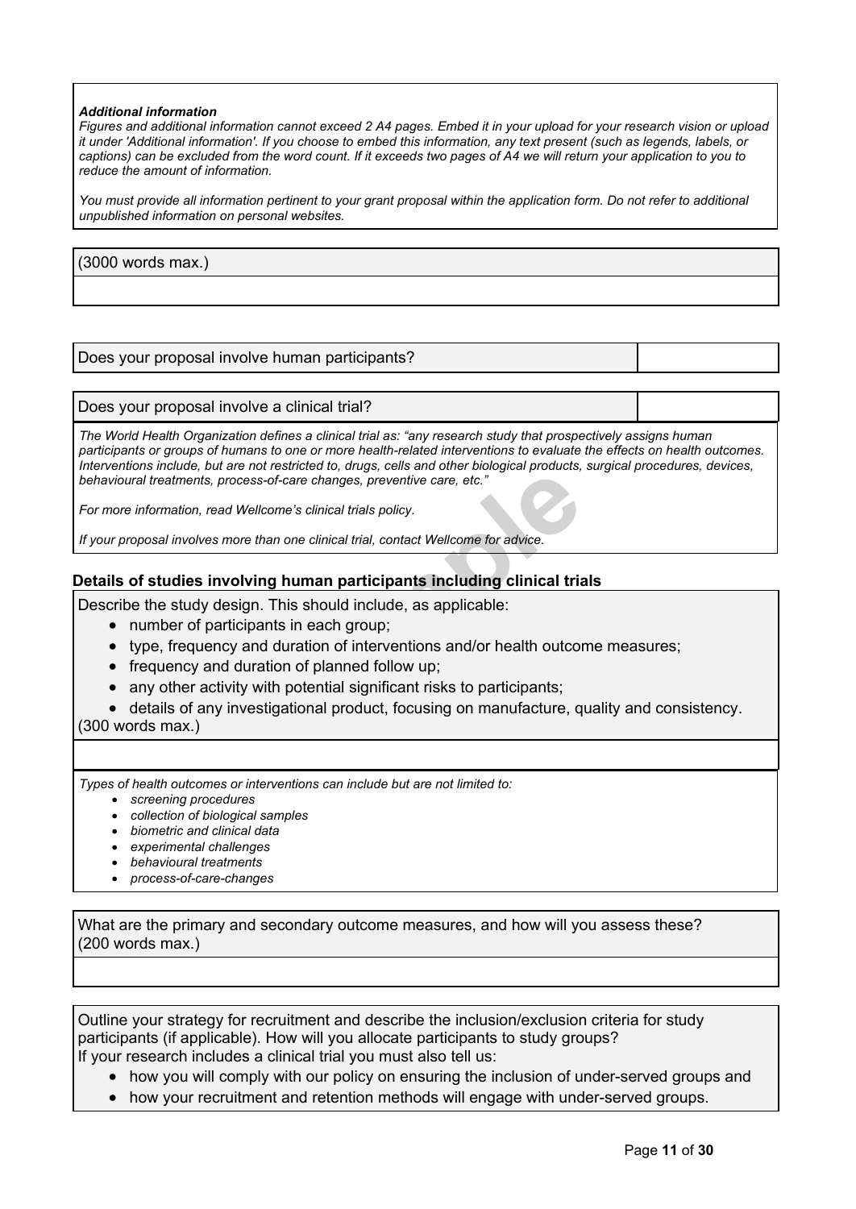***Additional information***

*Figures and additional information cannot exceed 2 A4 pages. Embed it in your upload for your research vision or upload it under 'Additional information'. If you choose to embed this information, any text present (such as legends, labels, or captions) can be excluded from the word count. If it exceeds two pages of A4 we will return your application to you to reduce the amount of information.*

*You must provide all information pertinent to your grant proposal within the application form. Do not refer to additional unpublished information on personal websites.*

(3000 words max.)

| Does your proposal involve human participants? | |
|---|---|

| Does your proposal involve a clinical trial? | |
|---|---|

*The World Health Organization defines a clinical trial as: "any research study that prospectively assigns human participants or groups of humans to one or more health-related interventions to evaluate the effects on health outcomes. Interventions include, but are not restricted to, drugs, cells and other biological products, surgical procedures, devices, behavioural treatments, process-of-care changes, preventive care, etc."*

*For more information, read Wellcome's clinical trials policy.*

*If your proposal involves more than one clinical trial, contact Wellcome for advice.*

### Details of studies involving human participants including clinical trials

Describe the study design. This should include, as applicable:

- number of participants in each group;
- type, frequency and duration of interventions and/or health outcome measures;
- frequency and duration of planned follow up;
- any other activity with potential significant risks to participants;
- details of any investigational product, focusing on manufacture, quality and consistency.

(300 words max.)

*Types of health outcomes or interventions can include but are not limited to:*

- *screening procedures*
- *collection of biological samples*
- *biometric and clinical data*
- *experimental challenges*
- *behavioural treatments*
- *process-of-care-changes*

What are the primary and secondary outcome measures, and how will you assess these? (200 words max.)

Outline your strategy for recruitment and describe the inclusion/exclusion criteria for study participants (if applicable). How will you allocate participants to study groups?
If your research includes a clinical trial you must also tell us:

- how you will comply with our policy on ensuring the inclusion of under-served groups and
- how your recruitment and retention methods will engage with under-served groups.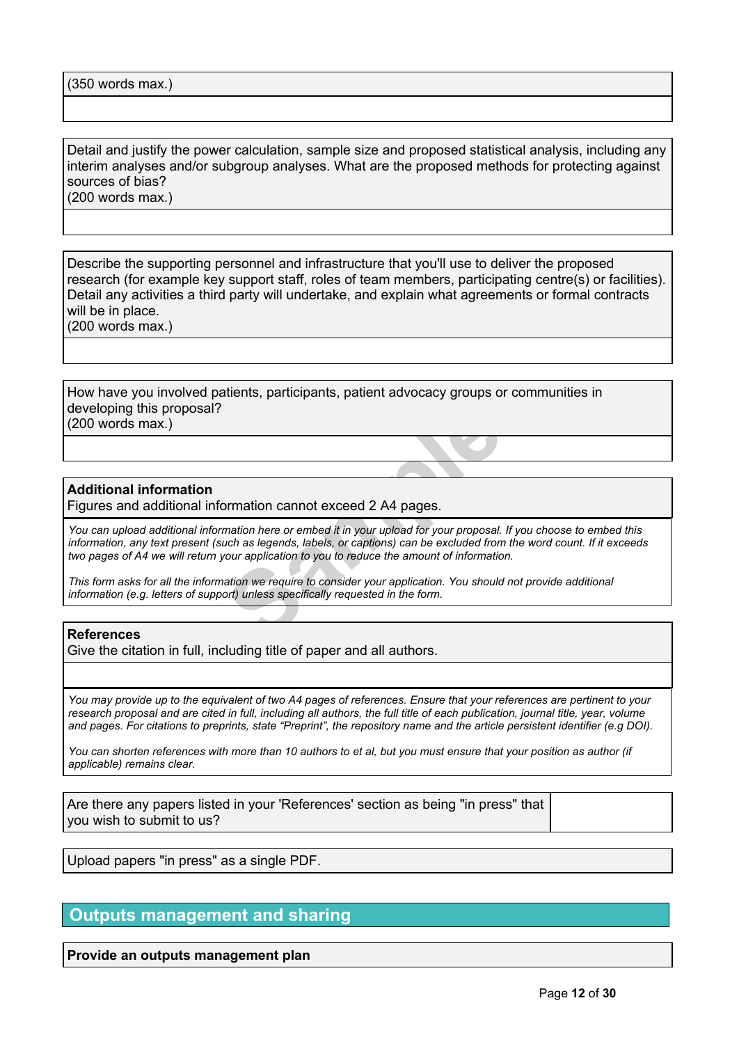(350 words max.)

Detail and justify the power calculation, sample size and proposed statistical analysis, including any interim analyses and/or subgroup analyses. What are the proposed methods for protecting against sources of bias?
(200 words max.)

Describe the supporting personnel and infrastructure that you'll use to deliver the proposed research (for example key support staff, roles of team members, participating centre(s) or facilities). Detail any activities a third party will undertake, and explain what agreements or formal contracts will be in place.
(200 words max.)

How have you involved patients, participants, patient advocacy groups or communities in developing this proposal?
(200 words max.)

**Additional information**
Figures and additional information cannot exceed 2 A4 pages.

*You can upload additional information here or embed it in your upload for your proposal. If you choose to embed this information, any text present (such as legends, labels, or captions) can be excluded from the word count. If it exceeds two pages of A4 we will return your application to you to reduce the amount of information.*

*This form asks for all the information we require to consider your application. You should not provide additional information (e.g. letters of support) unless specifically requested in the form.*

**References**
Give the citation in full, including title of paper and all authors.

*You may provide up to the equivalent of two A4 pages of references. Ensure that your references are pertinent to your research proposal and are cited in full, including all authors, the full title of each publication, journal title, year, volume and pages. For citations to preprints, state "Preprint", the repository name and the article persistent identifier (e.g DOI).*

*You can shorten references with more than 10 authors to et al, but you must ensure that your position as author (if applicable) remains clear.*

Are there any papers listed in your 'References' section as being "in press" that you wish to submit to us?

Upload papers "in press" as a single PDF.

## Outputs management and sharing

**Provide an outputs management plan**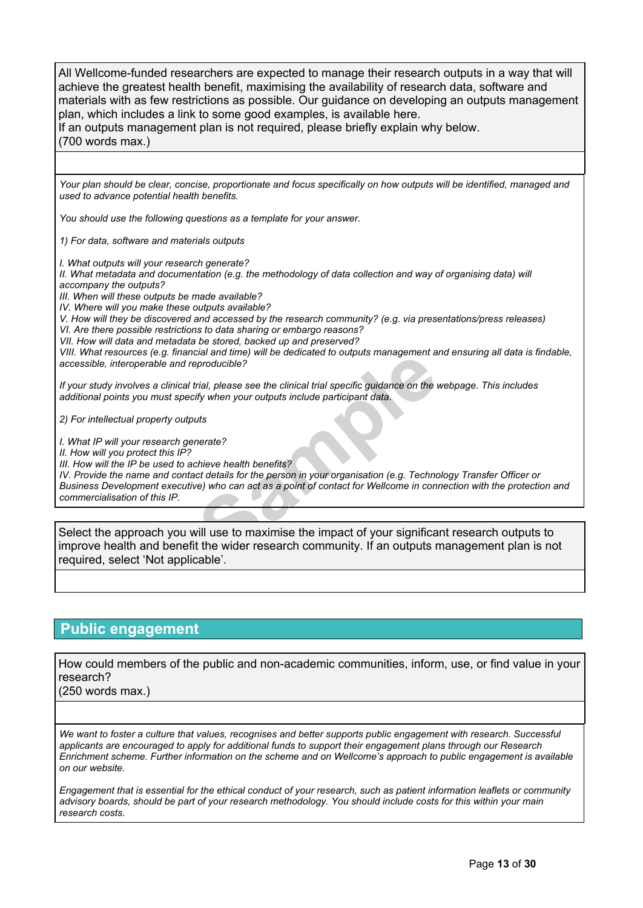All Wellcome-funded researchers are expected to manage their research outputs in a way that will achieve the greatest health benefit, maximising the availability of research data, software and materials with as few restrictions as possible. Our guidance on developing an outputs management plan, which includes a link to some good examples, is available here.

If an outputs management plan is not required, please briefly explain why below.

(700 words max.)

*Your plan should be clear, concise, proportionate and focus specifically on how outputs will be identified, managed and used to advance potential health benefits.*

*You should use the following questions as a template for your answer.*

*1) For data, software and materials outputs*

*I. What outputs will your research generate?*
*II. What metadata and documentation (e.g. the methodology of data collection and way of organising data) will accompany the outputs?*
*III. When will these outputs be made available?*
*IV. Where will you make these outputs available?*
*V. How will they be discovered and accessed by the research community? (e.g. via presentations/press releases)*
*VI. Are there possible restrictions to data sharing or embargo reasons?*
*VII. How will data and metadata be stored, backed up and preserved?*
*VIII. What resources (e.g. financial and time) will be dedicated to outputs management and ensuring all data is findable, accessible, interoperable and reproducible?*

*If your study involves a clinical trial, please see the clinical trial specific guidance on the webpage. This includes additional points you must specify when your outputs include participant data.*

*2) For intellectual property outputs*

*I. What IP will your research generate?*
*II. How will you protect this IP?*
*III. How will the IP be used to achieve health benefits?*
*IV. Provide the name and contact details for the person in your organisation (e.g. Technology Transfer Officer or Business Development executive) who can act as a point of contact for Wellcome in connection with the protection and commercialisation of this IP.*

Select the approach you will use to maximise the impact of your significant research outputs to improve health and benefit the wider research community. If an outputs management plan is not required, select 'Not applicable'.

## Public engagement

How could members of the public and non-academic communities, inform, use, or find value in your research?

(250 words max.)

*We want to foster a culture that values, recognises and better supports public engagement with research. Successful applicants are encouraged to apply for additional funds to support their engagement plans through our Research Enrichment scheme. Further information on the scheme and on Wellcome's approach to public engagement is available on our website.*

*Engagement that is essential for the ethical conduct of your research, such as patient information leaflets or community advisory boards, should be part of your research methodology. You should include costs for this within your main research costs.*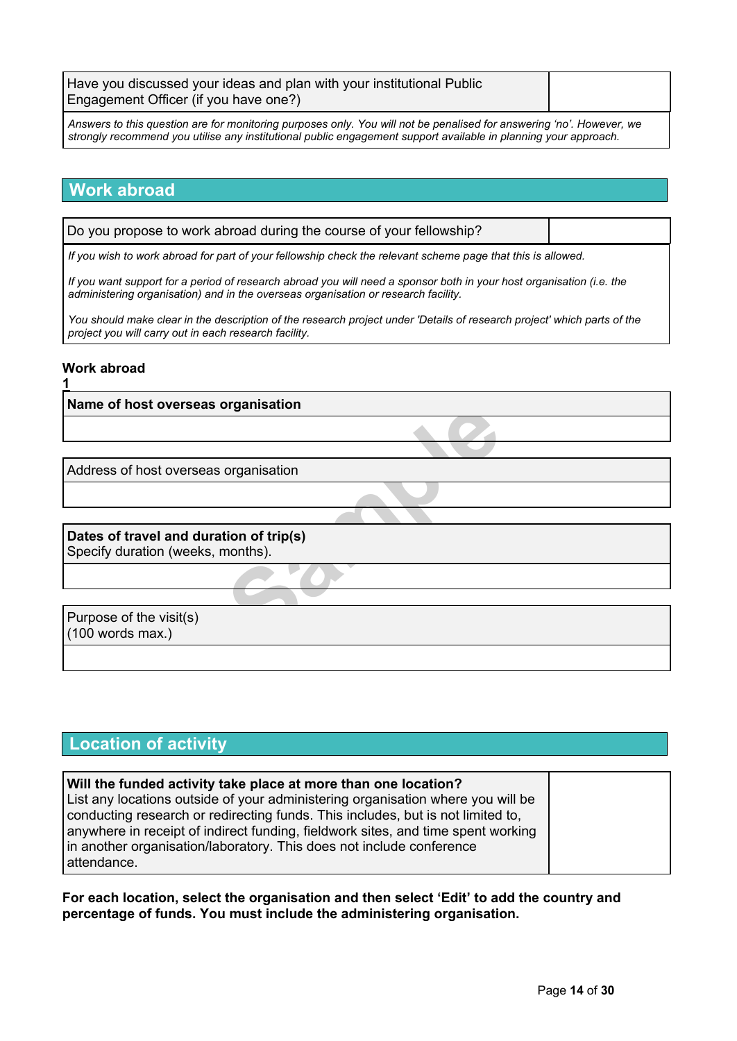| | |
|---|---|
| Have you discussed your ideas and plan with your institutional Public Engagement Officer (if you have one?) | |
| *Answers to this question are for monitoring purposes only. You will not be penalised for answering 'no'. However, we strongly recommend you utilise any institutional public engagement support available in planning your approach.* | |

## Work abroad

| | |
|---|---|
| Do you propose to work abroad during the course of your fellowship? | |

*If you wish to work abroad for part of your fellowship check the relevant scheme page that this is allowed.*

*If you want support for a period of research abroad you will need a sponsor both in your host organisation (i.e. the administering organisation) and in the overseas organisation or research facility.*

*You should make clear in the description of the research project under 'Details of research project' which parts of the project you will carry out in each research facility.*

**Work abroad 1**

| **Name of host overseas organisation** |
|---|
| |

| Address of host overseas organisation |
|---|
| |

| **Dates of travel and duration of trip(s)** Specify duration (weeks, months). |
|---|
| |

| Purpose of the visit(s) (100 words max.) |
|---|
| |

## Location of activity

| | |
|---|---|
| **Will the funded activity take place at more than one location?** List any locations outside of your administering organisation where you will be conducting research or redirecting funds. This includes, but is not limited to, anywhere in receipt of indirect funding, fieldwork sites, and time spent working in another organisation/laboratory. This does not include conference attendance. | |

**For each location, select the organisation and then select 'Edit' to add the country and percentage of funds. You must include the administering organisation.**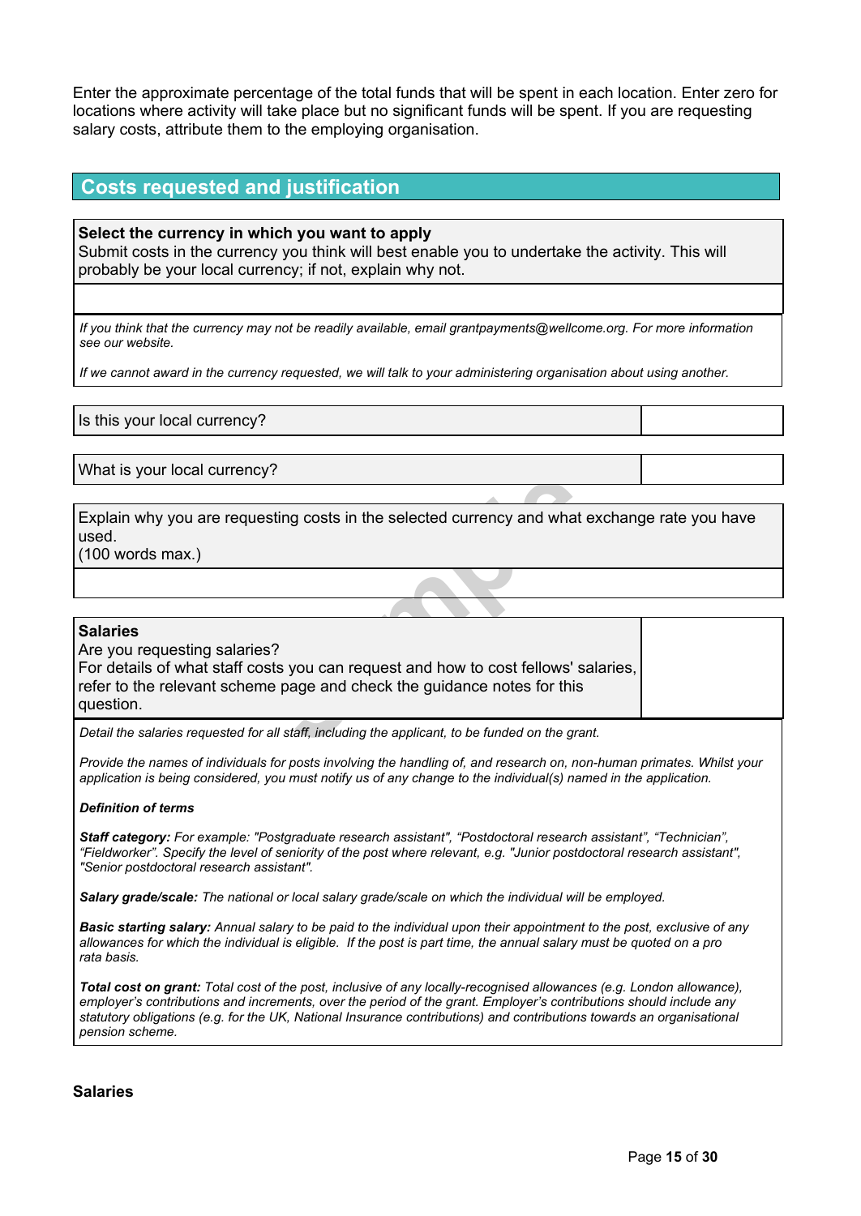Enter the approximate percentage of the total funds that will be spent in each location. Enter zero for locations where activity will take place but no significant funds will be spent. If you are requesting salary costs, attribute them to the employing organisation.

## Costs requested and justification

**Select the currency in which you want to apply**
Submit costs in the currency you think will best enable you to undertake the activity. This will probably be your local currency; if not, explain why not.

*If you think that the currency may not be readily available, email grantpayments@wellcome.org. For more information see our website.*

*If we cannot award in the currency requested, we will talk to your administering organisation about using another.*

| | |
|---|---|
| Is this your local currency? | |

| | |
|---|---|
| What is your local currency? | |

Explain why you are requesting costs in the selected currency and what exchange rate you have used.
(100 words max.)

| | |
|---|---|
| **Salaries**<br>Are you requesting salaries?<br>For details of what staff costs you can request and how to cost fellows' salaries, refer to the relevant scheme page and check the guidance notes for this question. | |

*Detail the salaries requested for all staff, including the applicant, to be funded on the grant.*

*Provide the names of individuals for posts involving the handling of, and research on, non-human primates. Whilst your application is being considered, you must notify us of any change to the individual(s) named in the application.*

***Definition of terms***

***Staff category:*** *For example: "Postgraduate research assistant", "Postdoctoral research assistant", "Technician", "Fieldworker". Specify the level of seniority of the post where relevant, e.g. "Junior postdoctoral research assistant", "Senior postdoctoral research assistant".*

***Salary grade/scale:*** *The national or local salary grade/scale on which the individual will be employed.*

***Basic starting salary:*** *Annual salary to be paid to the individual upon their appointment to the post, exclusive of any allowances for which the individual is eligible. If the post is part time, the annual salary must be quoted on a pro rata basis.*

***Total cost on grant:*** *Total cost of the post, inclusive of any locally-recognised allowances (e.g. London allowance), employer's contributions and increments, over the period of the grant. Employer's contributions should include any statutory obligations (e.g. for the UK, National Insurance contributions) and contributions towards an organisational pension scheme.*

**Salaries**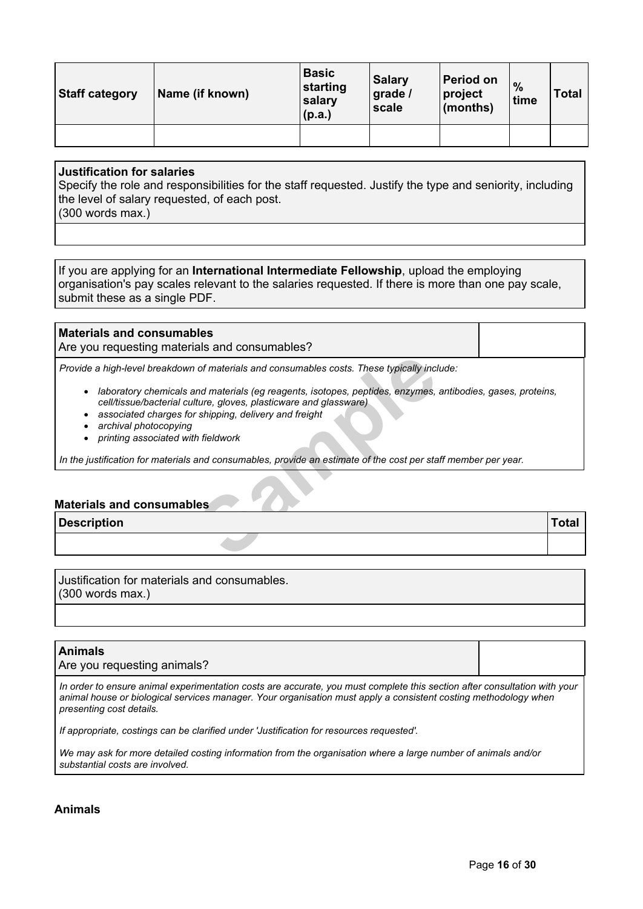| Staff category | Name (if known) | Basic starting salary (p.a.) | Salary grade / scale | Period on project (months) | % time | Total |
|---|---|---|---|---|---|---|
| | | | | | | |

| **Justification for salaries**<br>Specify the role and responsibilities for the staff requested. Justify the type and seniority, including the level of salary requested, of each post.<br>(300 words max.) |
|---|
| |

If you are applying for an **International Intermediate Fellowship**, upload the employing organisation's pay scales relevant to the salaries requested. If there is more than one pay scale, submit these as a single PDF.

| **Materials and consumables**<br>Are you requesting materials and consumables? | |
|---|---|

*Provide a high-level breakdown of materials and consumables costs. These typically include:*

- *laboratory chemicals and materials (eg reagents, isotopes, peptides, enzymes, antibodies, gases, proteins, cell/tissue/bacterial culture, gloves, plasticware and glassware)*
- *associated charges for shipping, delivery and freight*
- *archival photocopying*
- *printing associated with fieldwork*

*In the justification for materials and consumables, provide an estimate of the cost per staff member per year.*

### Materials and consumables

| Description | Total |
|---|---|
| | |

| Justification for materials and consumables.<br>(300 words max.) |
|---|
| |

| **Animals**<br>Are you requesting animals? | |
|---|---|

*In order to ensure animal experimentation costs are accurate, you must complete this section after consultation with your animal house or biological services manager. Your organisation must apply a consistent costing methodology when presenting cost details.*

*If appropriate, costings can be clarified under 'Justification for resources requested'.*

*We may ask for more detailed costing information from the organisation where a large number of animals and/or substantial costs are involved.*

### Animals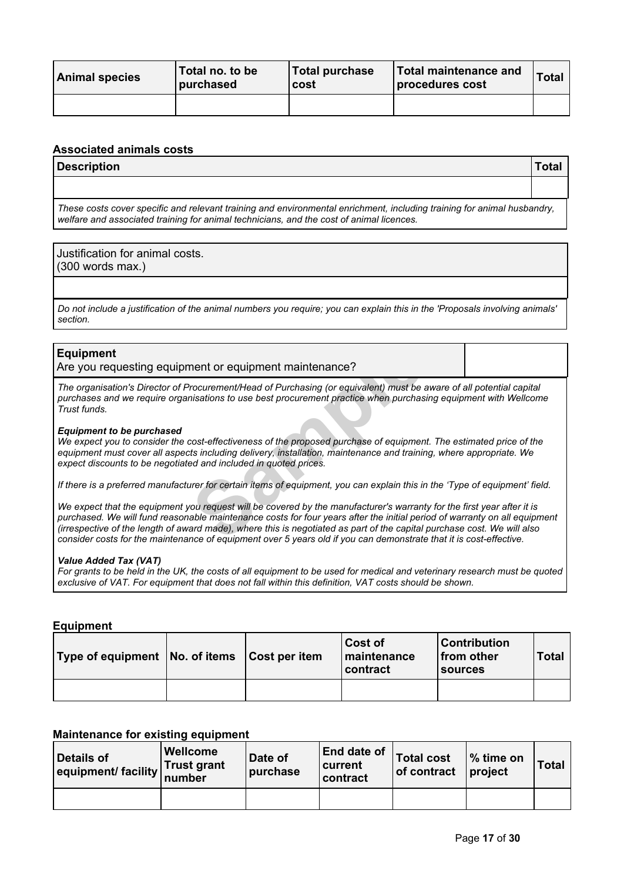| Animal species | Total no. to be purchased | Total purchase cost | Total maintenance and procedures cost | Total |
|---|---|---|---|---|
| | | | | |

**Associated animals costs**

| Description | Total |
|---|---|
| | |

*These costs cover specific and relevant training and environmental enrichment, including training for animal husbandry, welfare and associated training for animal technicians, and the cost of animal licences.*

Justification for animal costs.
(300 words max.)

*Do not include a justification of the animal numbers you require; you can explain this in the 'Proposals involving animals' section.*

**Equipment**
Are you requesting equipment or equipment maintenance?

*The organisation's Director of Procurement/Head of Purchasing (or equivalent) must be aware of all potential capital purchases and we require organisations to use best procurement practice when purchasing equipment with Wellcome Trust funds.*

***Equipment to be purchased***
*We expect you to consider the cost-effectiveness of the proposed purchase of equipment. The estimated price of the equipment must cover all aspects including delivery, installation, maintenance and training, where appropriate. We expect discounts to be negotiated and included in quoted prices.*

*If there is a preferred manufacturer for certain items of equipment, you can explain this in the 'Type of equipment' field.*

*We expect that the equipment you request will be covered by the manufacturer's warranty for the first year after it is purchased. We will fund reasonable maintenance costs for four years after the initial period of warranty on all equipment (irrespective of the length of award made), where this is negotiated as part of the capital purchase cost. We will also consider costs for the maintenance of equipment over 5 years old if you can demonstrate that it is cost-effective.*

***Value Added Tax (VAT)***
*For grants to be held in the UK, the costs of all equipment to be used for medical and veterinary research must be quoted exclusive of VAT. For equipment that does not fall within this definition, VAT costs should be shown.*

**Equipment**

| Type of equipment | No. of items | Cost per item | Cost of maintenance contract | Contribution from other sources | Total |
|---|---|---|---|---|---|
| | | | | | |

**Maintenance for existing equipment**

| Details of equipment/ facility | Wellcome Trust grant number | Date of purchase | End date of current contract | Total cost of contract | % time on project | Total |
|---|---|---|---|---|---|---|
| | | | | | | |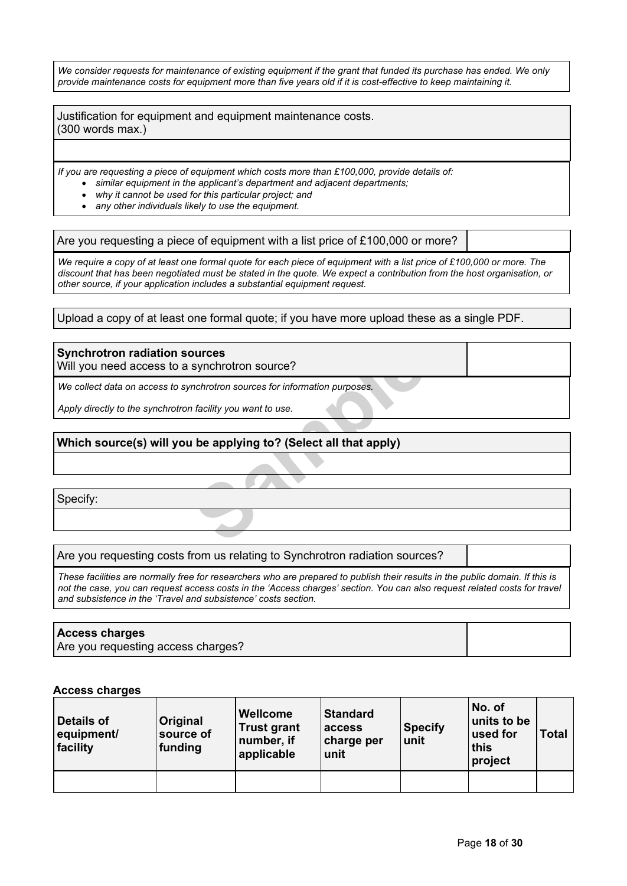*We consider requests for maintenance of existing equipment if the grant that funded its purchase has ended. We only provide maintenance costs for equipment more than five years old if it is cost-effective to keep maintaining it.*

Justification for equipment and equipment maintenance costs.
(300 words max.)

*If you are requesting a piece of equipment which costs more than £100,000, provide details of:*

- *similar equipment in the applicant's department and adjacent departments;*
- *why it cannot be used for this particular project; and*
- *any other individuals likely to use the equipment.*

Are you requesting a piece of equipment with a list price of £100,000 or more?

*We require a copy of at least one formal quote for each piece of equipment with a list price of £100,000 or more. The discount that has been negotiated must be stated in the quote. We expect a contribution from the host organisation, or other source, if your application includes a substantial equipment request.*

Upload a copy of at least one formal quote; if you have more upload these as a single PDF.

**Synchrotron radiation sources**
Will you need access to a synchrotron source?

*We collect data on access to synchrotron sources for information purposes.*

*Apply directly to the synchrotron facility you want to use.*

**Which source(s) will you be applying to? (Select all that apply)**

Specify:

Are you requesting costs from us relating to Synchrotron radiation sources?

*These facilities are normally free for researchers who are prepared to publish their results in the public domain. If this is not the case, you can request access costs in the 'Access charges' section. You can also request related costs for travel and subsistence in the 'Travel and subsistence' costs section.*

**Access charges**
Are you requesting access charges?

**Access charges**

| Details of equipment/ facility | Original source of funding | Wellcome Trust grant number, if applicable | Standard access charge per unit | Specify unit | No. of units to be used for this project | Total |
|---|---|---|---|---|---|---|
| | | | | | | |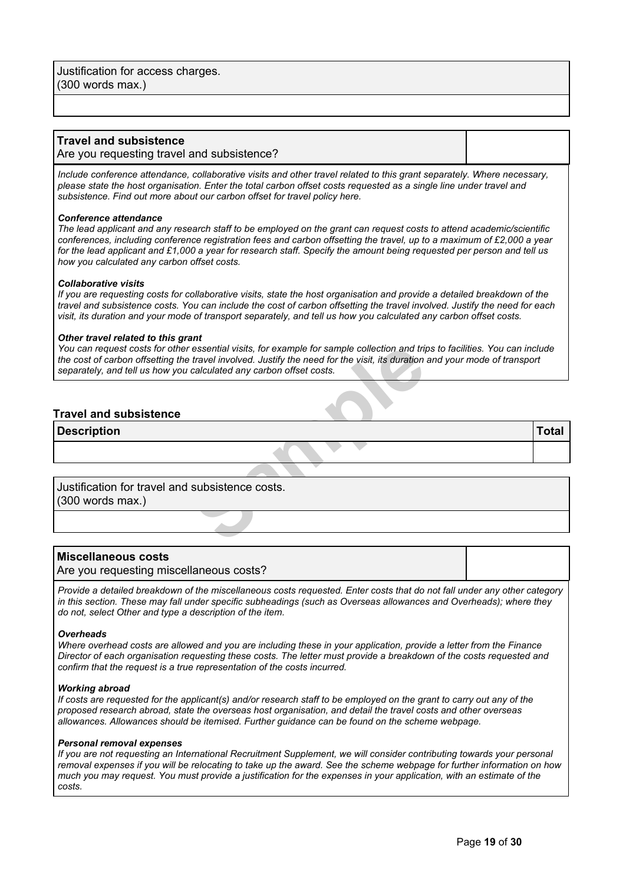| Justification for access charges. (300 words max.) |
| --- |
| |

| **Travel and subsistence** Are you requesting travel and subsistence? | |
| --- | --- |

*Include conference attendance, collaborative visits and other travel related to this grant separately. Where necessary, please state the host organisation. Enter the total carbon offset costs requested as a single line under travel and subsistence. Find out more about our carbon offset for travel policy here.*

***Conference attendance***
*The lead applicant and any research staff to be employed on the grant can request costs to attend academic/scientific conferences, including conference registration fees and carbon offsetting the travel, up to a maximum of £2,000 a year for the lead applicant and £1,000 a year for research staff. Specify the amount being requested per person and tell us how you calculated any carbon offset costs.*

***Collaborative visits***
*If you are requesting costs for collaborative visits, state the host organisation and provide a detailed breakdown of the travel and subsistence costs. You can include the cost of carbon offsetting the travel involved. Justify the need for each visit, its duration and your mode of transport separately, and tell us how you calculated any carbon offset costs.*

***Other travel related to this grant***
*You can request costs for other essential visits, for example for sample collection and trips to facilities. You can include the cost of carbon offsetting the travel involved. Justify the need for the visit, its duration and your mode of transport separately, and tell us how you calculated any carbon offset costs.*

**Travel and subsistence**

| **Description** | **Total** |
| --- | --- |
| | |

| Justification for travel and subsistence costs. (300 words max.) |
| --- |
| |

| **Miscellaneous costs** Are you requesting miscellaneous costs? | |
| --- | --- |

*Provide a detailed breakdown of the miscellaneous costs requested. Enter costs that do not fall under any other category in this section. These may fall under specific subheadings (such as Overseas allowances and Overheads); where they do not, select Other and type a description of the item.*

***Overheads***
*Where overhead costs are allowed and you are including these in your application, provide a letter from the Finance Director of each organisation requesting these costs. The letter must provide a breakdown of the costs requested and confirm that the request is a true representation of the costs incurred.*

***Working abroad***
*If costs are requested for the applicant(s) and/or research staff to be employed on the grant to carry out any of the proposed research abroad, state the overseas host organisation, and detail the travel costs and other overseas allowances. Allowances should be itemised. Further guidance can be found on the scheme webpage.*

***Personal removal expenses***
*If you are not requesting an International Recruitment Supplement, we will consider contributing towards your personal removal expenses if you will be relocating to take up the award. See the scheme webpage for further information on how much you may request. You must provide a justification for the expenses in your application, with an estimate of the costs.*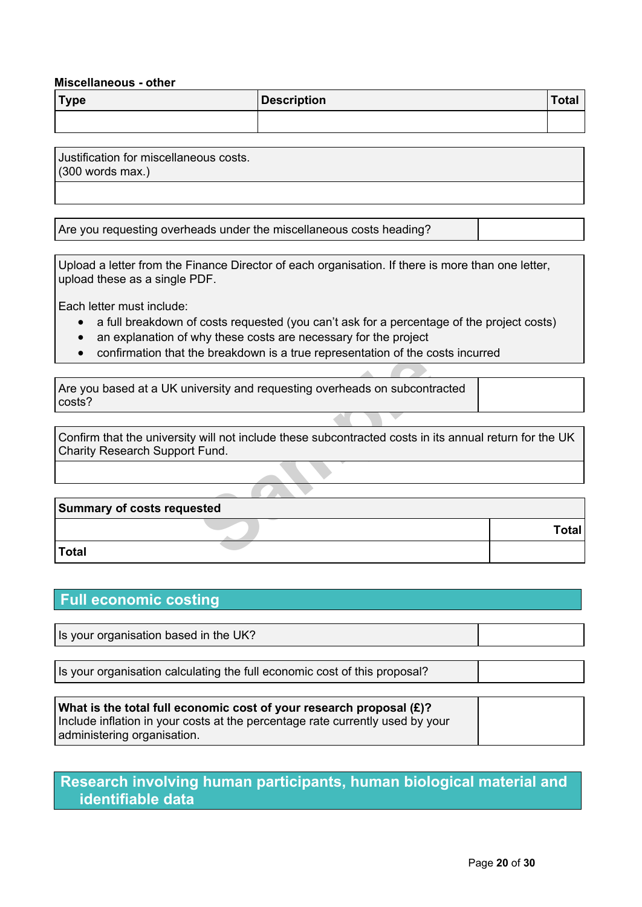**Miscellaneous - other**

| Type | Description | Total |
|---|---|---|
| | | |

| Justification for miscellaneous costs.<br>(300 words max.) |
|---|
| |

| | |
|---|---|
| Are you requesting overheads under the miscellaneous costs heading? | |

Upload a letter from the Finance Director of each organisation. If there is more than one letter, upload these as a single PDF.

Each letter must include:

- a full breakdown of costs requested (you can't ask for a percentage of the project costs)
- an explanation of why these costs are necessary for the project
- confirmation that the breakdown is a true representation of the costs incurred

| | |
|---|---|
| Are you based at a UK university and requesting overheads on subcontracted costs? | |

| Confirm that the university will not include these subcontracted costs in its annual return for the UK Charity Research Support Fund. |
|---|
| |

| Summary of costs requested | |
|---|---|
| | Total |
| Total | |

## Full economic costing

| | |
|---|---|
| Is your organisation based in the UK? | |

| | |
|---|---|
| Is your organisation calculating the full economic cost of this proposal? | |

| | |
|---|---|
| **What is the total full economic cost of your research proposal (£)?**<br>Include inflation in your costs at the percentage rate currently used by your administering organisation. | |

## Research involving human participants, human biological material and identifiable data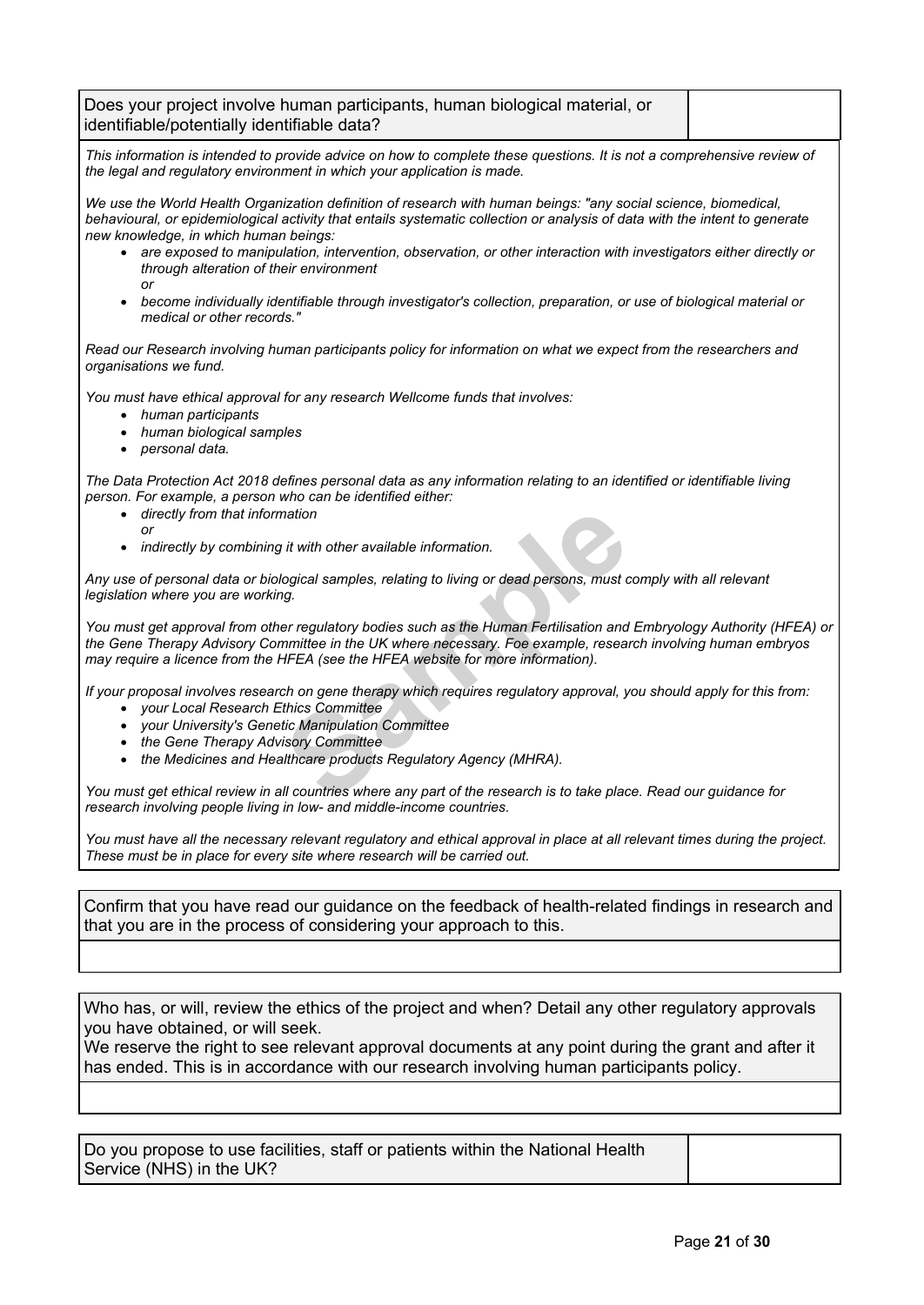| Does your project involve human participants, human biological material, or identifiable/potentially identifiable data? | |
|---|---|

*This information is intended to provide advice on how to complete these questions. It is not a comprehensive review of the legal and regulatory environment in which your application is made.*

*We use the World Health Organization definition of research with human beings: "any social science, biomedical, behavioural, or epidemiological activity that entails systematic collection or analysis of data with the intent to generate new knowledge, in which human beings:*

- *are exposed to manipulation, intervention, observation, or other interaction with investigators either directly or through alteration of their environment*
  *or*
- *become individually identifiable through investigator's collection, preparation, or use of biological material or medical or other records."*

*Read our Research involving human participants policy for information on what we expect from the researchers and organisations we fund.*

*You must have ethical approval for any research Wellcome funds that involves:*

- *human participants*
- *human biological samples*
- *personal data.*

*The Data Protection Act 2018 defines personal data as any information relating to an identified or identifiable living person. For example, a person who can be identified either:*

- *directly from that information*
  *or*
- *indirectly by combining it with other available information.*

*Any use of personal data or biological samples, relating to living or dead persons, must comply with all relevant legislation where you are working.*

*You must get approval from other regulatory bodies such as the Human Fertilisation and Embryology Authority (HFEA) or the Gene Therapy Advisory Committee in the UK where necessary. Foe example, research involving human embryos may require a licence from the HFEA (see the HFEA website for more information).*

*If your proposal involves research on gene therapy which requires regulatory approval, you should apply for this from:*

- *your Local Research Ethics Committee*
- *your University's Genetic Manipulation Committee*
- *the Gene Therapy Advisory Committee*
- *the Medicines and Healthcare products Regulatory Agency (MHRA).*

*You must get ethical review in all countries where any part of the research is to take place. Read our guidance for research involving people living in low- and middle-income countries.*

*You must have all the necessary relevant regulatory and ethical approval in place at all relevant times during the project. These must be in place for every site where research will be carried out.*

| Confirm that you have read our guidance on the feedback of health-related findings in research and that you are in the process of considering your approach to this. |
|---|
| |

| Who has, or will, review the ethics of the project and when? Detail any other regulatory approvals you have obtained, or will seek.<br>We reserve the right to see relevant approval documents at any point during the grant and after it has ended. This is in accordance with our research involving human participants policy. |
|---|
| |

| Do you propose to use facilities, staff or patients within the National Health Service (NHS) in the UK? | |
|---|---|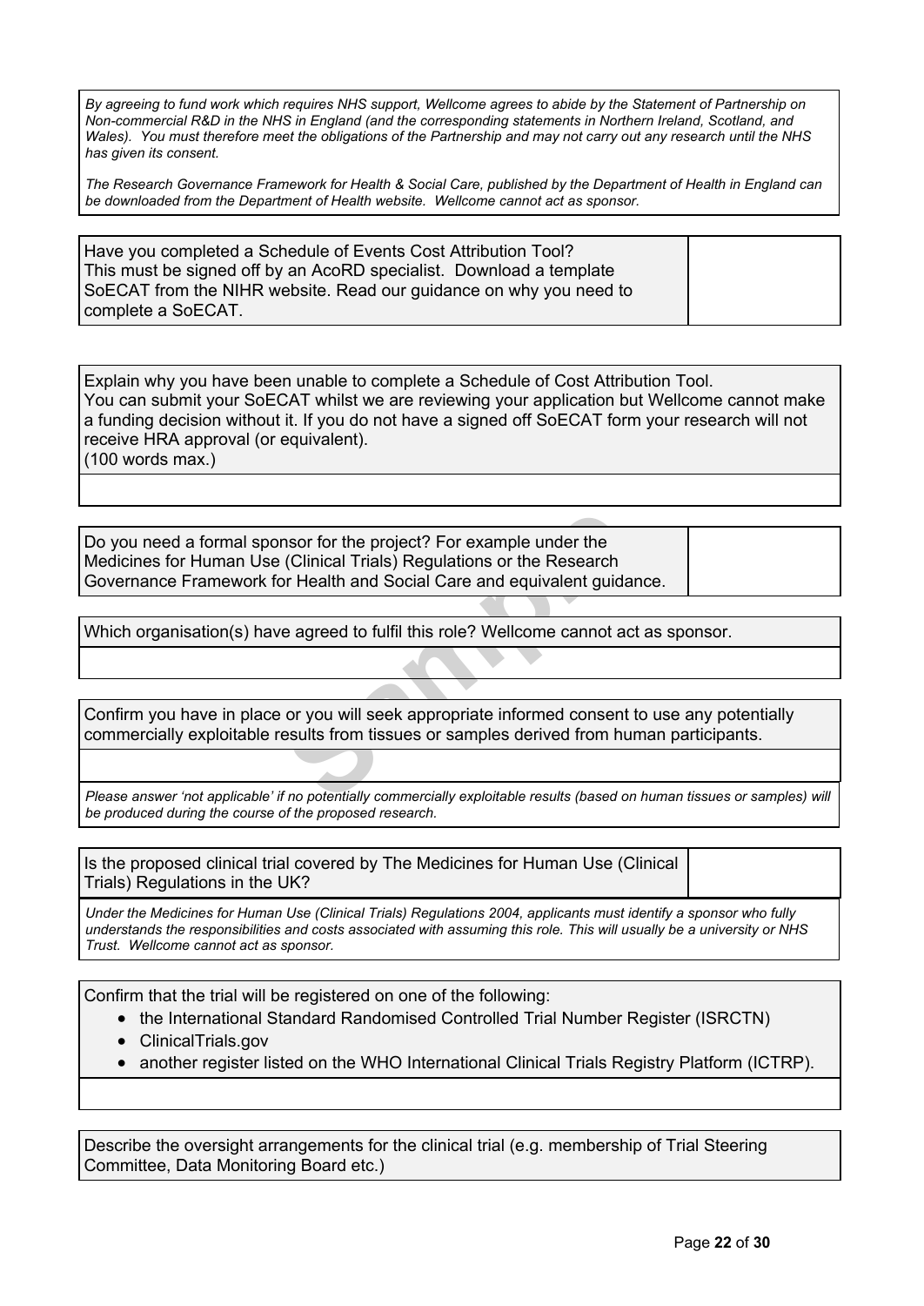*By agreeing to fund work which requires NHS support, Wellcome agrees to abide by the Statement of Partnership on Non-commercial R&D in the NHS in England (and the corresponding statements in Northern Ireland, Scotland, and Wales). You must therefore meet the obligations of the Partnership and may not carry out any research until the NHS has given its consent.*

*The Research Governance Framework for Health & Social Care, published by the Department of Health in England can be downloaded from the Department of Health website. Wellcome cannot act as sponsor.*

| | |
|---|---|
| Have you completed a Schedule of Events Cost Attribution Tool? This must be signed off by an AcoRD specialist. Download a template SoECAT from the NIHR website. Read our guidance on why you need to complete a SoECAT. | |

Explain why you have been unable to complete a Schedule of Cost Attribution Tool.
You can submit your SoECAT whilst we are reviewing your application but Wellcome cannot make a funding decision without it. If you do not have a signed off SoECAT form your research will not receive HRA approval (or equivalent).
(100 words max.)

| | |
|---|---|
| Do you need a formal sponsor for the project? For example under the Medicines for Human Use (Clinical Trials) Regulations or the Research Governance Framework for Health and Social Care and equivalent guidance. | |

Which organisation(s) have agreed to fulfil this role? Wellcome cannot act as sponsor.

Confirm you have in place or you will seek appropriate informed consent to use any potentially commercially exploitable results from tissues or samples derived from human participants.

*Please answer 'not applicable' if no potentially commercially exploitable results (based on human tissues or samples) will be produced during the course of the proposed research.*

| | |
|---|---|
| Is the proposed clinical trial covered by The Medicines for Human Use (Clinical Trials) Regulations in the UK? | |

*Under the Medicines for Human Use (Clinical Trials) Regulations 2004, applicants must identify a sponsor who fully understands the responsibilities and costs associated with assuming this role. This will usually be a university or NHS Trust. Wellcome cannot act as sponsor.*

Confirm that the trial will be registered on one of the following:

- the International Standard Randomised Controlled Trial Number Register (ISRCTN)
- ClinicalTrials.gov
- another register listed on the WHO International Clinical Trials Registry Platform (ICTRP).

Describe the oversight arrangements for the clinical trial (e.g. membership of Trial Steering Committee, Data Monitoring Board etc.)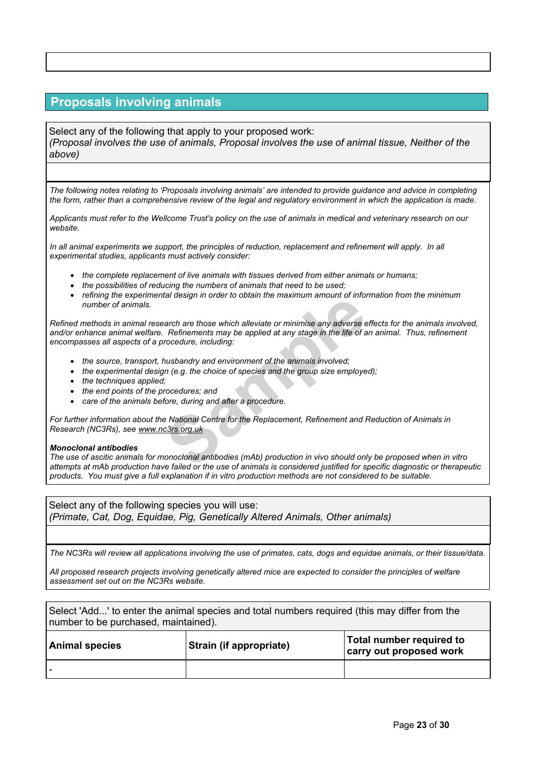## Proposals involving animals

Select any of the following that apply to your proposed work:
*(Proposal involves the use of animals, Proposal involves the use of animal tissue, Neither of the above)*

*The following notes relating to 'Proposals involving animals' are intended to provide guidance and advice in completing the form, rather than a comprehensive review of the legal and regulatory environment in which the application is made.*

*Applicants must refer to the Wellcome Trust's policy on the use of animals in medical and veterinary research on our website.*

*In all animal experiments we support, the principles of reduction, replacement and refinement will apply. In all experimental studies, applicants must actively consider:*

- *the complete replacement of live animals with tissues derived from either animals or humans;*
- *the possibilities of reducing the numbers of animals that need to be used;*
- *refining the experimental design in order to obtain the maximum amount of information from the minimum number of animals.*

*Refined methods in animal research are those which alleviate or minimise any adverse effects for the animals involved, and/or enhance animal welfare. Refinements may be applied at any stage in the life of an animal. Thus, refinement encompasses all aspects of a procedure, including:*

- *the source, transport, husbandry and environment of the animals involved;*
- *the experimental design (e.g. the choice of species and the group size employed);*
- *the techniques applied;*
- *the end points of the procedures; and*
- *care of the animals before, during and after a procedure.*

*For further information about the National Centre for the Replacement, Refinement and Reduction of Animals in Research (NC3Rs), see www.nc3rs.org.uk*

***Monoclonal antibodies***
*The use of ascitic animals for monoclonal antibodies (mAb) production in vivo should only be proposed when in vitro attempts at mAb production have failed or the use of animals is considered justified for specific diagnostic or therapeutic products. You must give a full explanation if in vitro production methods are not considered to be suitable.*

Select any of the following species you will use:
*(Primate, Cat, Dog, Equidae, Pig, Genetically Altered Animals, Other animals)*

*The NC3Rs will review all applications involving the use of primates, cats, dogs and equidae animals, or their tissue/data.*

*All proposed research projects involving genetically altered mice are expected to consider the principles of welfare assessment set out on the NC3Rs website.*

Select 'Add...' to enter the animal species and total numbers required (this may differ from the number to be purchased, maintained).

| Animal species | Strain (if appropriate) | Total number required to carry out proposed work |
|---|---|---|
| - | | |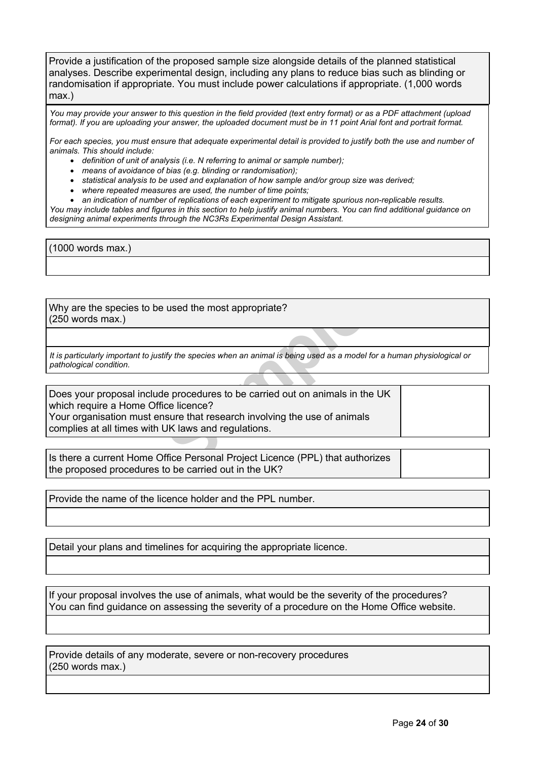Provide a justification of the proposed sample size alongside details of the planned statistical analyses. Describe experimental design, including any plans to reduce bias such as blinding or randomisation if appropriate. You must include power calculations if appropriate. (1,000 words max.)

*You may provide your answer to this question in the field provided (text entry format) or as a PDF attachment (upload format). If you are uploading your answer, the uploaded document must be in 11 point Arial font and portrait format.*

*For each species, you must ensure that adequate experimental detail is provided to justify both the use and number of animals. This should include:*

- *definition of unit of analysis (i.e. N referring to animal or sample number);*
- *means of avoidance of bias (e.g. blinding or randomisation);*
- *statistical analysis to be used and explanation of how sample and/or group size was derived;*
- *where repeated measures are used, the number of time points;*
- *an indication of number of replications of each experiment to mitigate spurious non-replicable results.*

*You may include tables and figures in this section to help justify animal numbers. You can find additional guidance on designing animal experiments through the NC3Rs Experimental Design Assistant.*

(1000 words max.)

Why are the species to be used the most appropriate?
(250 words max.)

*It is particularly important to justify the species when an animal is being used as a model for a human physiological or pathological condition.*

| | |
|---|---|
| Does your proposal include procedures to be carried out on animals in the UK which require a Home Office licence?<br>Your organisation must ensure that research involving the use of animals complies at all times with UK laws and regulations. | |

| | |
|---|---|
| Is there a current Home Office Personal Project Licence (PPL) that authorizes the proposed procedures to be carried out in the UK? | |

Provide the name of the licence holder and the PPL number.

Detail your plans and timelines for acquiring the appropriate licence.

If your proposal involves the use of animals, what would be the severity of the procedures?
You can find guidance on assessing the severity of a procedure on the Home Office website.

Provide details of any moderate, severe or non-recovery procedures
(250 words max.)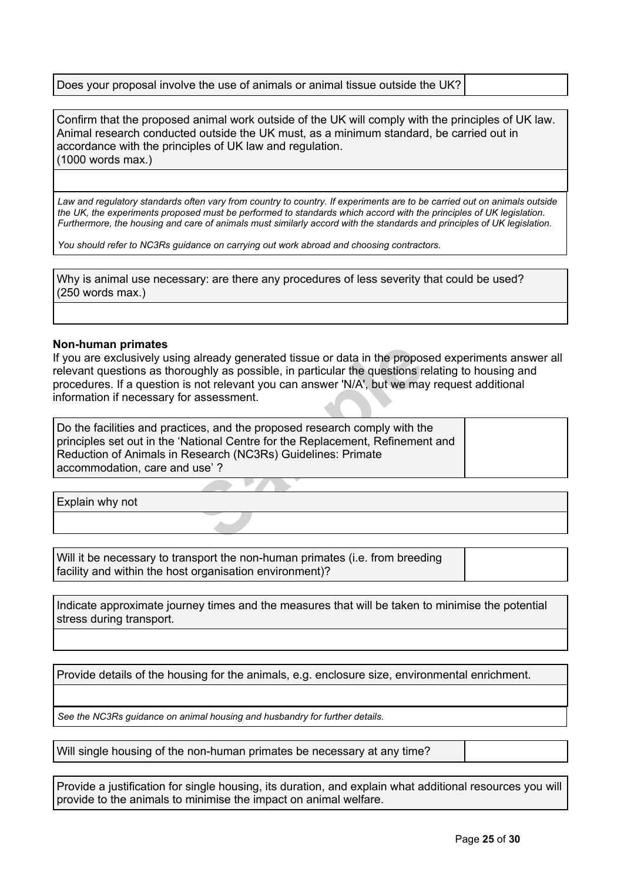| | |
|---|---|
| Does your proposal involve the use of animals or animal tissue outside the UK? | |

| |
|---|
| Confirm that the proposed animal work outside of the UK will comply with the principles of UK law. Animal research conducted outside the UK must, as a minimum standard, be carried out in accordance with the principles of UK law and regulation.<br>(1000 words max.) |
| |
| *Law and regulatory standards often vary from country to country. If experiments are to be carried out on animals outside the UK, the experiments proposed must be performed to standards which accord with the principles of UK legislation. Furthermore, the housing and care of animals must similarly accord with the standards and principles of UK legislation.*<br><br>*You should refer to NC3Rs guidance on carrying out work abroad and choosing contractors.* |

| |
|---|
| Why is animal use necessary: are there any procedures of less severity that could be used?<br>(250 words max.) |
| |

**Non-human primates**

If you are exclusively using already generated tissue or data in the proposed experiments answer all relevant questions as thoroughly as possible, in particular the questions relating to housing and procedures. If a question is not relevant you can answer 'N/A', but we may request additional information if necessary for assessment.

| | |
|---|---|
| Do the facilities and practices, and the proposed research comply with the principles set out in the 'National Centre for the Replacement, Refinement and Reduction of Animals in Research (NC3Rs) Guidelines: Primate accommodation, care and use' ? | |

| |
|---|
| Explain why not |
| |

| | |
|---|---|
| Will it be necessary to transport the non-human primates (i.e. from breeding facility and within the host organisation environment)? | |

| |
|---|
| Indicate approximate journey times and the measures that will be taken to minimise the potential stress during transport. |
| |

| |
|---|
| Provide details of the housing for the animals, e.g. enclosure size, environmental enrichment. |
| |
| *See the NC3Rs guidance on animal housing and husbandry for further details.* |

| | |
|---|---|
| Will single housing of the non-human primates be necessary at any time? | |

| |
|---|
| Provide a justification for single housing, its duration, and explain what additional resources you will provide to the animals to minimise the impact on animal welfare. |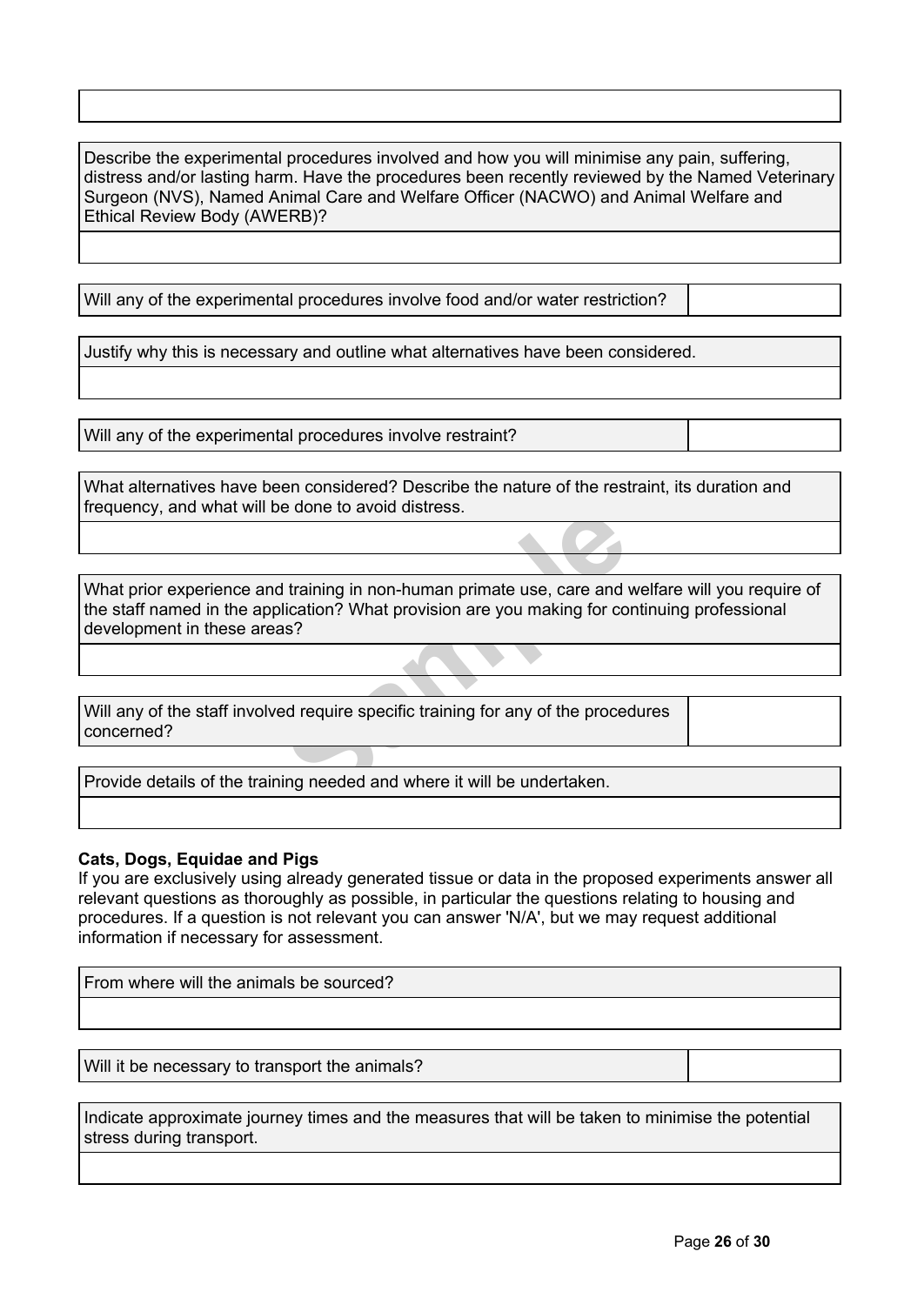Describe the experimental procedures involved and how you will minimise any pain, suffering, distress and/or lasting harm. Have the procedures been recently reviewed by the Named Veterinary Surgeon (NVS), Named Animal Care and Welfare Officer (NACWO) and Animal Welfare and Ethical Review Body (AWERB)?

| | |
|---|---|
| Will any of the experimental procedures involve food and/or water restriction? | |

Justify why this is necessary and outline what alternatives have been considered.

| | |
|---|---|
| Will any of the experimental procedures involve restraint? | |

What alternatives have been considered? Describe the nature of the restraint, its duration and frequency, and what will be done to avoid distress.

What prior experience and training in non-human primate use, care and welfare will you require of the staff named in the application? What provision are you making for continuing professional development in these areas?

| | |
|---|---|
| Will any of the staff involved require specific training for any of the procedures concerned? | |

Provide details of the training needed and where it will be undertaken.

**Cats, Dogs, Equidae and Pigs**

If you are exclusively using already generated tissue or data in the proposed experiments answer all relevant questions as thoroughly as possible, in particular the questions relating to housing and procedures. If a question is not relevant you can answer 'N/A', but we may request additional information if necessary for assessment.

From where will the animals be sourced?

| | |
|---|---|
| Will it be necessary to transport the animals? | |

Indicate approximate journey times and the measures that will be taken to minimise the potential stress during transport.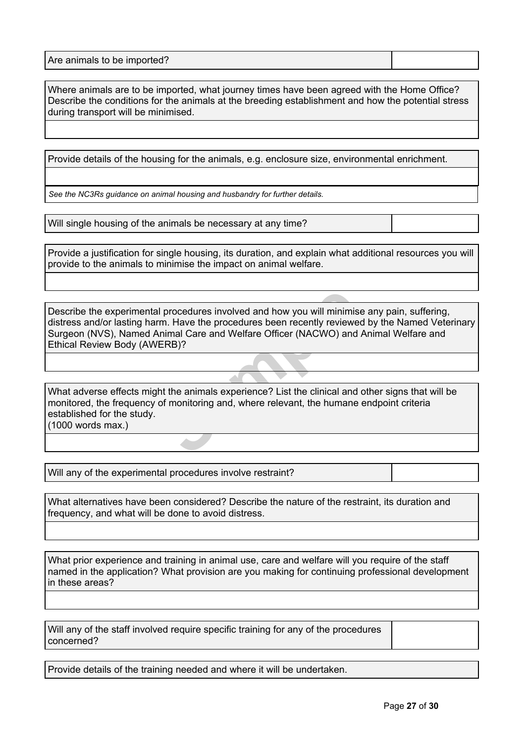| | |
|---|---|
| Are animals to be imported? | |

Where animals are to be imported, what journey times have been agreed with the Home Office? Describe the conditions for the animals at the breeding establishment and how the potential stress during transport will be minimised.

Provide details of the housing for the animals, e.g. enclosure size, environmental enrichment.

*See the NC3Rs guidance on animal housing and husbandry for further details.*

| | |
|---|---|
| Will single housing of the animals be necessary at any time? | |

Provide a justification for single housing, its duration, and explain what additional resources you will provide to the animals to minimise the impact on animal welfare.

Describe the experimental procedures involved and how you will minimise any pain, suffering, distress and/or lasting harm. Have the procedures been recently reviewed by the Named Veterinary Surgeon (NVS), Named Animal Care and Welfare Officer (NACWO) and Animal Welfare and Ethical Review Body (AWERB)?

What adverse effects might the animals experience? List the clinical and other signs that will be monitored, the frequency of monitoring and, where relevant, the humane endpoint criteria established for the study.
(1000 words max.)

| | |
|---|---|
| Will any of the experimental procedures involve restraint? | |

What alternatives have been considered? Describe the nature of the restraint, its duration and frequency, and what will be done to avoid distress.

What prior experience and training in animal use, care and welfare will you require of the staff named in the application? What provision are you making for continuing professional development in these areas?

| | |
|---|---|
| Will any of the staff involved require specific training for any of the procedures concerned? | |

Provide details of the training needed and where it will be undertaken.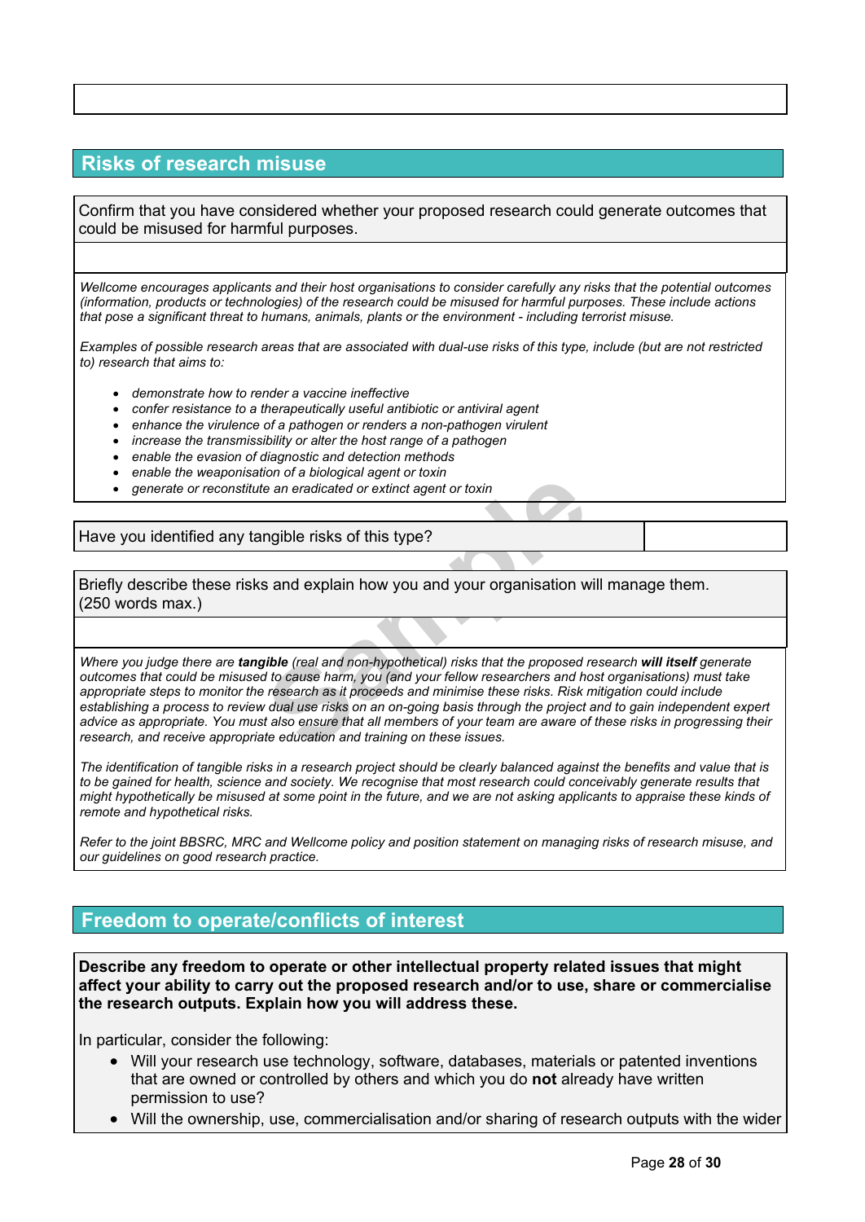## Risks of research misuse

Confirm that you have considered whether your proposed research could generate outcomes that could be misused for harmful purposes.

*Wellcome encourages applicants and their host organisations to consider carefully any risks that the potential outcomes (information, products or technologies) of the research could be misused for harmful purposes. These include actions that pose a significant threat to humans, animals, plants or the environment - including terrorist misuse.*

*Examples of possible research areas that are associated with dual-use risks of this type, include (but are not restricted to) research that aims to:*

- *demonstrate how to render a vaccine ineffective*
- *confer resistance to a therapeutically useful antibiotic or antiviral agent*
- *enhance the virulence of a pathogen or renders a non-pathogen virulent*
- *increase the transmissibility or alter the host range of a pathogen*
- *enable the evasion of diagnostic and detection methods*
- *enable the weaponisation of a biological agent or toxin*
- *generate or reconstitute an eradicated or extinct agent or toxin*

| Have you identified any tangible risks of this type? | |
|---|---|

Briefly describe these risks and explain how you and your organisation will manage them. (250 words max.)

*Where you judge there are **tangible** (real and non-hypothetical) risks that the proposed research **will itself** generate outcomes that could be misused to cause harm, you (and your fellow researchers and host organisations) must take appropriate steps to monitor the research as it proceeds and minimise these risks. Risk mitigation could include establishing a process to review dual use risks on an on-going basis through the project and to gain independent expert advice as appropriate. You must also ensure that all members of your team are aware of these risks in progressing their research, and receive appropriate education and training on these issues.*

*The identification of tangible risks in a research project should be clearly balanced against the benefits and value that is to be gained for health, science and society. We recognise that most research could conceivably generate results that might hypothetically be misused at some point in the future, and we are not asking applicants to appraise these kinds of remote and hypothetical risks.*

*Refer to the joint BBSRC, MRC and Wellcome policy and position statement on managing risks of research misuse, and our guidelines on good research practice.*

## Freedom to operate/conflicts of interest

**Describe any freedom to operate or other intellectual property related issues that might affect your ability to carry out the proposed research and/or to use, share or commercialise the research outputs. Explain how you will address these.**

In particular, consider the following:

- Will your research use technology, software, databases, materials or patented inventions that are owned or controlled by others and which you do **not** already have written permission to use?
- Will the ownership, use, commercialisation and/or sharing of research outputs with the wider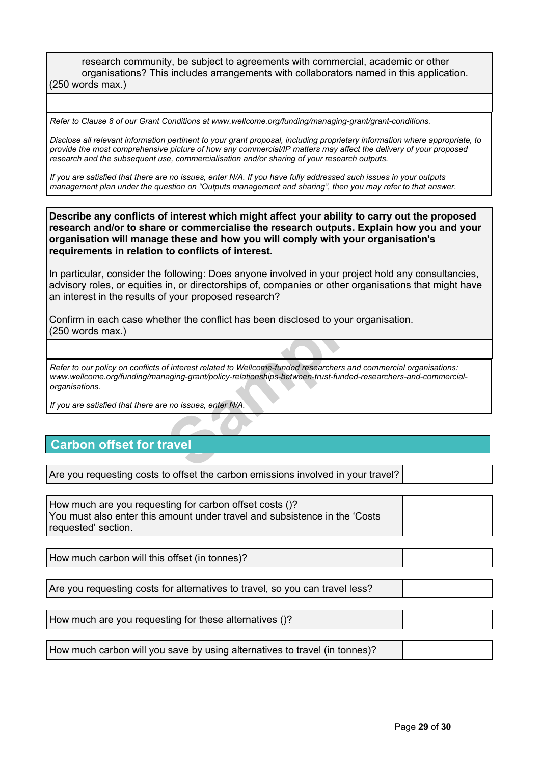research community, be subject to agreements with commercial, academic or other organisations? This includes arrangements with collaborators named in this application. (250 words max.)

*Refer to Clause 8 of our Grant Conditions at www.wellcome.org/funding/managing-grant/grant-conditions.*

*Disclose all relevant information pertinent to your grant proposal, including proprietary information where appropriate, to provide the most comprehensive picture of how any commercial/IP matters may affect the delivery of your proposed research and the subsequent use, commercialisation and/or sharing of your research outputs.*

*If you are satisfied that there are no issues, enter N/A. If you have fully addressed such issues in your outputs management plan under the question on "Outputs management and sharing", then you may refer to that answer.*

**Describe any conflicts of interest which might affect your ability to carry out the proposed research and/or to share or commercialise the research outputs. Explain how you and your organisation will manage these and how you will comply with your organisation's requirements in relation to conflicts of interest.**

In particular, consider the following: Does anyone involved in your project hold any consultancies, advisory roles, or equities in, or directorships of, companies or other organisations that might have an interest in the results of your proposed research?

Confirm in each case whether the conflict has been disclosed to your organisation. (250 words max.)

*Refer to our policy on conflicts of interest related to Wellcome-funded researchers and commercial organisations: www.wellcome.org/funding/managing-grant/policy-relationships-between-trust-funded-researchers-and-commercial-organisations.*

*If you are satisfied that there are no issues, enter N/A.*

## Carbon offset for travel

| | |
|---|---|
| Are you requesting costs to offset the carbon emissions involved in your travel? | |
| How much are you requesting for carbon offset costs ()? You must also enter this amount under travel and subsistence in the 'Costs requested' section. | |
| How much carbon will this offset (in tonnes)? | |
| Are you requesting costs for alternatives to travel, so you can travel less? | |
| How much are you requesting for these alternatives ()? | |
| How much carbon will you save by using alternatives to travel (in tonnes)? | |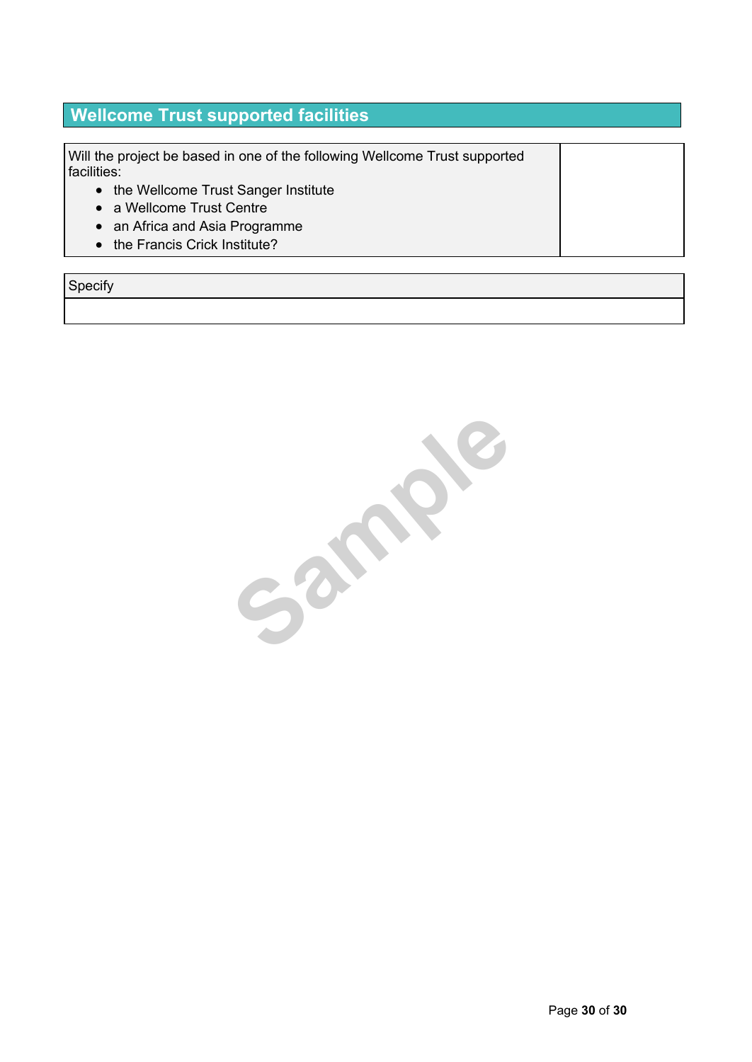## Wellcome Trust supported facilities

| | |
|---|---|
| Will the project be based in one of the following Wellcome Trust supported facilities:<br>• the Wellcome Trust Sanger Institute<br>• a Wellcome Trust Centre<br>• an Africa and Asia Programme<br>• the Francis Crick Institute? | |

| Specify |
|---|
| |

Sample